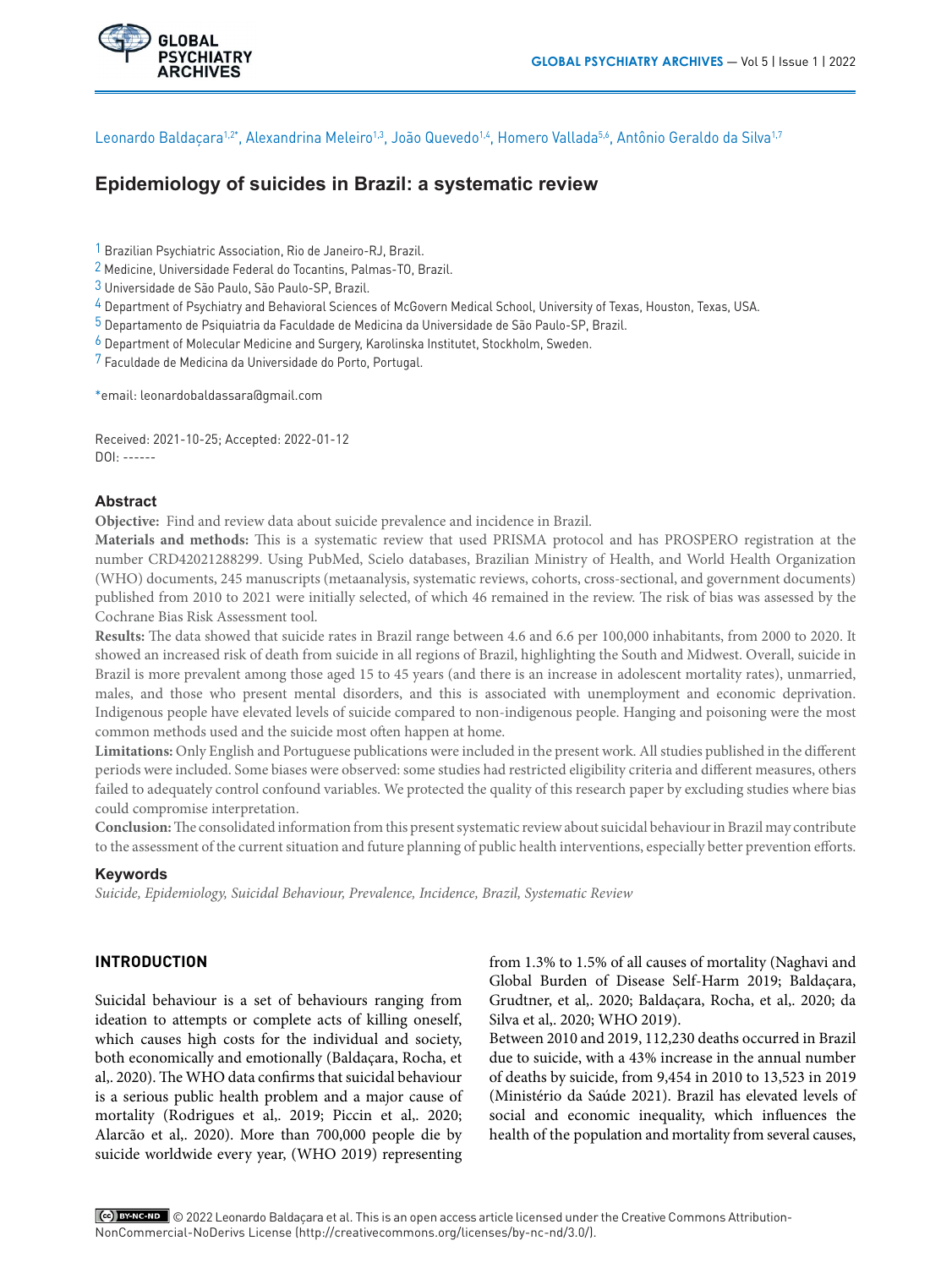Leonardo Baldaçara[1,2*], Alexandrina Meleiro[1,3], João Quevedo[1,4], Homero Vallada[5,6], Antônio Geraldo da Silva[1,7]

# Epidemiology of suicides in Brazil: a systematic review

[1] Brazilian Psychiatric Association, Rio de Janeiro-RJ, Brazil.
[2] Medicine, Universidade Federal do Tocantins, Palmas-TO, Brazil.
[3] Universidade de São Paulo, São Paulo-SP, Brazil.
[4] Department of Psychiatry and Behavioral Sciences of McGovern Medical School, University of Texas, Houston, Texas, USA.
[5] Departamento de Psiquiatria da Faculdade de Medicina da Universidade de São Paulo-SP, Brazil.
[6] Department of Molecular Medicine and Surgery, Karolinska Institutet, Stockholm, Sweden.
[7] Faculdade de Medicina da Universidade do Porto, Portugal.

*email: leonardobaldassara@gmail.com

Received: 2021-10-25; Accepted: 2022-01-12
DOI: ------

## Abstract

**Objective:** Find and review data about suicide prevalence and incidence in Brazil.

**Materials and methods:** This is a systematic review that used PRISMA protocol and has PROSPERO registration at the number CRD42021288299. Using PubMed, Scielo databases, Brazilian Ministry of Health, and World Health Organization (WHO) documents, 245 manuscripts (metaanalysis, systematic reviews, cohorts, cross-sectional, and government documents) published from 2010 to 2021 were initially selected, of which 46 remained in the review. The risk of bias was assessed by the Cochrane Bias Risk Assessment tool.

**Results:** The data showed that suicide rates in Brazil range between 4.6 and 6.6 per 100,000 inhabitants, from 2000 to 2020. It showed an increased risk of death from suicide in all regions of Brazil, highlighting the South and Midwest. Overall, suicide in Brazil is more prevalent among those aged 15 to 45 years (and there is an increase in adolescent mortality rates), unmarried, males, and those who present mental disorders, and this is associated with unemployment and economic deprivation. Indigenous people have elevated levels of suicide compared to non-indigenous people. Hanging and poisoning were the most common methods used and the suicide most often happen at home.

**Limitations:** Only English and Portuguese publications were included in the present work. All studies published in the different periods were included. Some biases were observed: some studies had restricted eligibility criteria and different measures, others failed to adequately control confound variables. We protected the quality of this research paper by excluding studies where bias could compromise interpretation.

**Conclusion:** The consolidated information from this present systematic review about suicidal behaviour in Brazil may contribute to the assessment of the current situation and future planning of public health interventions, especially better prevention efforts.

### Keywords

*Suicide, Epidemiology, Suicidal Behaviour, Prevalence, Incidence, Brazil, Systematic Review*

## INTRODUCTION

Suicidal behaviour is a set of behaviours ranging from ideation to attempts or complete acts of killing oneself, which causes high costs for the individual and society, both economically and emotionally (Baldaçara, Rocha, et al,. 2020). The WHO data confirms that suicidal behaviour is a serious public health problem and a major cause of mortality (Rodrigues et al,. 2019; Piccin et al,. 2020; Alarcão et al,. 2020). More than 700,000 people die by suicide worldwide every year, (WHO 2019) representing from 1.3% to 1.5% of all causes of mortality (Naghavi and Global Burden of Disease Self-Harm 2019; Baldaçara, Grudtner, et al,. 2020; Baldaçara, Rocha, et al,. 2020; da Silva et al,. 2020; WHO 2019).

Between 2010 and 2019, 112,230 deaths occurred in Brazil due to suicide, with a 43% increase in the annual number of deaths by suicide, from 9,454 in 2010 to 13,523 in 2019 (Ministério da Saúde 2021). Brazil has elevated levels of social and economic inequality, which influences the health of the population and mortality from several causes,

© 2022 Leonardo Baldaçara et al. This is an open access article licensed under the Creative Commons Attribution-NonCommercial-NoDerivs License (http://creativecommons.org/licenses/by-nc-nd/3.0/).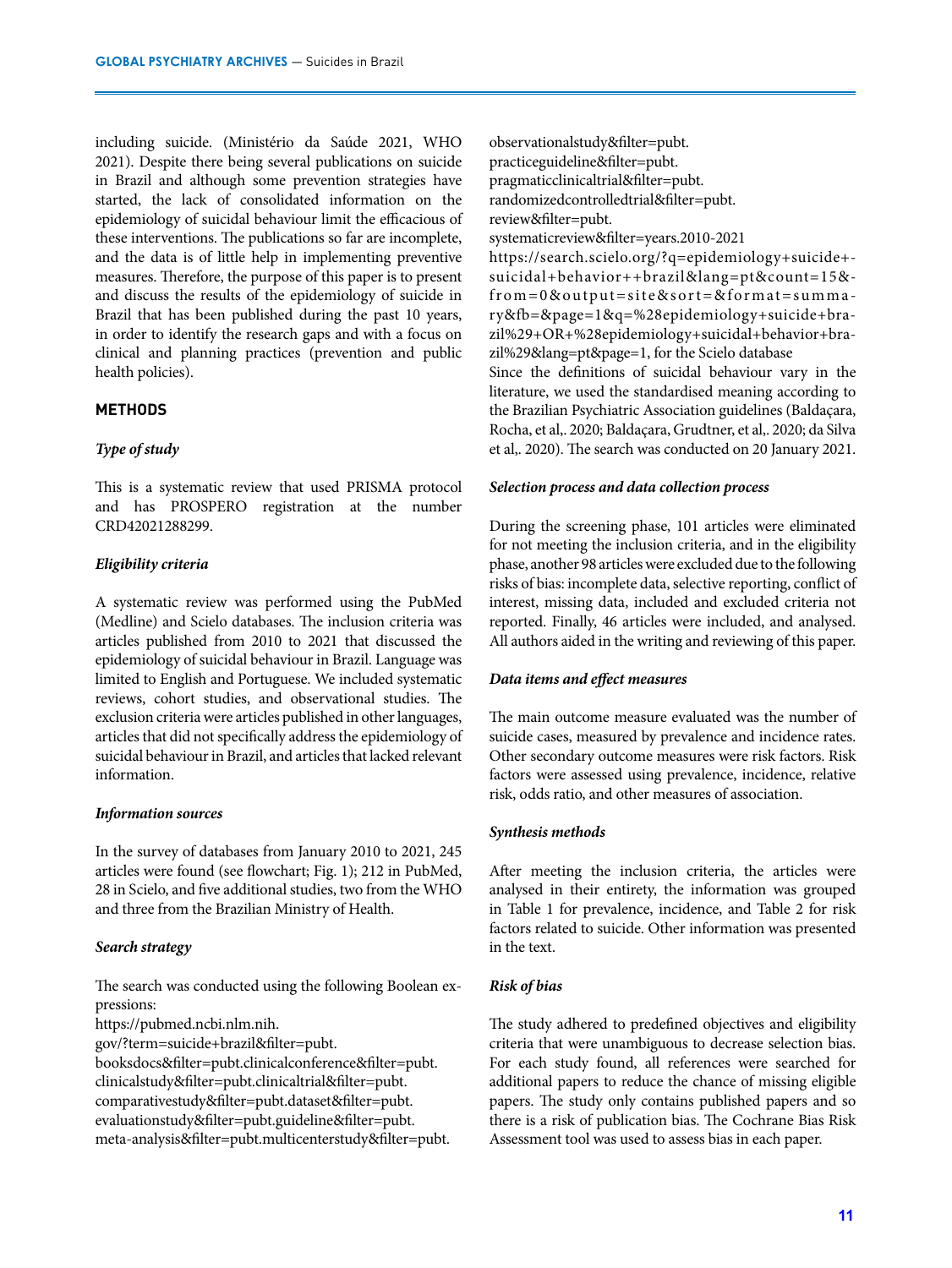including suicide. (Ministério da Saúde 2021, WHO 2021). Despite there being several publications on suicide in Brazil and although some prevention strategies have started, the lack of consolidated information on the epidemiology of suicidal behaviour limit the efficacious of these interventions. The publications so far are incomplete, and the data is of little help in implementing preventive measures. Therefore, the purpose of this paper is to present and discuss the results of the epidemiology of suicide in Brazil that has been published during the past 10 years, in order to identify the research gaps and with a focus on clinical and planning practices (prevention and public health policies).

## METHODS

### *Type of study*

This is a systematic review that used PRISMA protocol and has PROSPERO registration at the number CRD42021288299.

### *Eligibility criteria*

A systematic review was performed using the PubMed (Medline) and Scielo databases. The inclusion criteria was articles published from 2010 to 2021 that discussed the epidemiology of suicidal behaviour in Brazil. Language was limited to English and Portuguese. We included systematic reviews, cohort studies, and observational studies. The exclusion criteria were articles published in other languages, articles that did not specifically address the epidemiology of suicidal behaviour in Brazil, and articles that lacked relevant information.

### *Information sources*

In the survey of databases from January 2010 to 2021, 245 articles were found (see flowchart; Fig. 1); 212 in PubMed, 28 in Scielo, and five additional studies, two from the WHO and three from the Brazilian Ministry of Health.

### *Search strategy*

The search was conducted using the following Boolean expressions:

https://pubmed.ncbi.nlm.nih.gov/?term=suicide+brazil&filter=pubt.booksdocs&filter=pubt.clinicalconference&filter=pubt.clinicalstudy&filter=pubt.clinicaltrial&filter=pubt.comparativestudy&filter=pubt.dataset&filter=pubt.evaluationstudy&filter=pubt.guideline&filter=pubt.meta-analysis&filter=pubt.multicenterstudy&filter=pubt.observationalstudy&filter=pubt.practiceguideline&filter=pubt.pragmaticclinicaltrial&filter=pubt.randomizedcontrolledtrial&filter=pubt.review&filter=pubt.systematicreview&filter=years.2010-2021

https://search.scielo.org/?q=epidemiology+suicide+-suicidal+behavior++brazil&lang=pt&count=15&-from=0&output=site&sort=&format=summary&fb=&page=1&q=%28epidemiology+suicide+brazil%29+OR+%28epidemiology+suicidal+behavior+brazil%29&lang=pt&page=1, for the Scielo database

Since the definitions of suicidal behaviour vary in the literature, we used the standardised meaning according to the Brazilian Psychiatric Association guidelines (Baldaçara, Rocha, et al,. 2020; Baldaçara, Grudtner, et al,. 2020; da Silva et al,. 2020). The search was conducted on 20 January 2021.

### *Selection process and data collection process*

During the screening phase, 101 articles were eliminated for not meeting the inclusion criteria, and in the eligibility phase, another 98 articles were excluded due to the following risks of bias: incomplete data, selective reporting, conflict of interest, missing data, included and excluded criteria not reported. Finally, 46 articles were included, and analysed. All authors aided in the writing and reviewing of this paper.

### *Data items and effect measures*

The main outcome measure evaluated was the number of suicide cases, measured by prevalence and incidence rates. Other secondary outcome measures were risk factors. Risk factors were assessed using prevalence, incidence, relative risk, odds ratio, and other measures of association.

### *Synthesis methods*

After meeting the inclusion criteria, the articles were analysed in their entirety, the information was grouped in Table 1 for prevalence, incidence, and Table 2 for risk factors related to suicide. Other information was presented in the text.

### *Risk of bias*

The study adhered to predefined objectives and eligibility criteria that were unambiguous to decrease selection bias. For each study found, all references were searched for additional papers to reduce the chance of missing eligible papers. The study only contains published papers and so there is a risk of publication bias. The Cochrane Bias Risk Assessment tool was used to assess bias in each paper.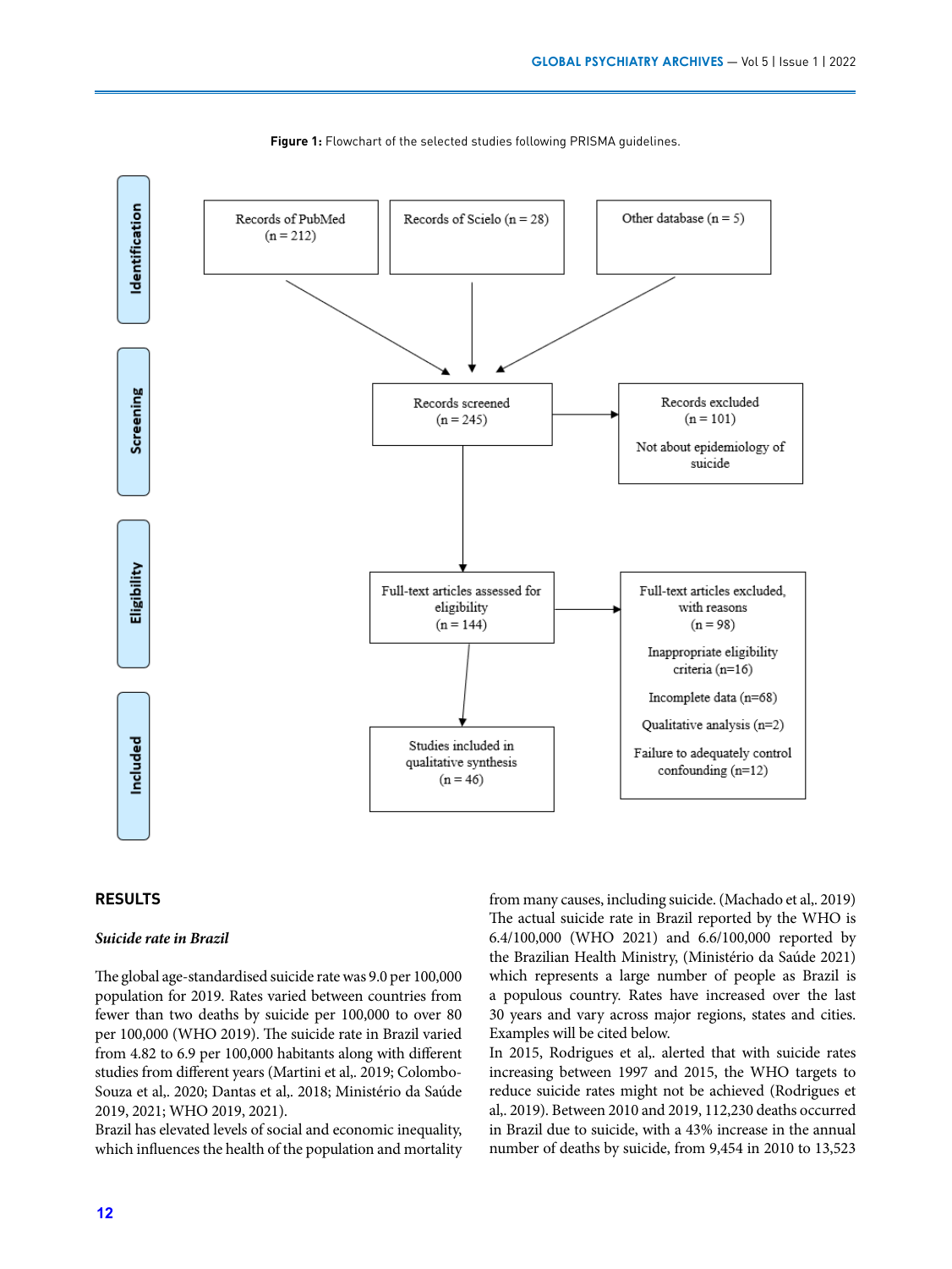**Figure 1:** Flowchart of the selected studies following PRISMA guidelines.

Identification

Records of PubMed (n = 212)

Records of Scielo (n = 28)

Other database (n = 5)

Screening

Records screened (n = 245)

Records excluded (n = 101)

Not about epidemiology of suicide

Eligibility

Full-text articles assessed for eligibility (n = 144)

Full-text articles excluded, with reasons (n = 98)

Inappropriate eligibility criteria (n=16)

Incomplete data (n=68)

Qualitative analysis (n=2)

Failure to adequately control confounding (n=12)

Included

Studies included in qualitative synthesis (n = 46)

## RESULTS

### *Suicide rate in Brazil*

The global age-standardised suicide rate was 9.0 per 100,000 population for 2019. Rates varied between countries from fewer than two deaths by suicide per 100,000 to over 80 per 100,000 (WHO 2019). The suicide rate in Brazil varied from 4.82 to 6.9 per 100,000 habitants along with different studies from different years (Martini et al,. 2019; Colombo-Souza et al,. 2020; Dantas et al,. 2018; Ministério da Saúde 2019, 2021; WHO 2019, 2021).

Brazil has elevated levels of social and economic inequality, which influences the health of the population and mortality from many causes, including suicide. (Machado et al,. 2019)

The actual suicide rate in Brazil reported by the WHO is 6.4/100,000 (WHO 2021) and 6.6/100,000 reported by the Brazilian Health Ministry, (Ministério da Saúde 2021) which represents a large number of people as Brazil is a populous country. Rates have increased over the last 30 years and vary across major regions, states and cities. Examples will be cited below.

In 2015, Rodrigues et al,. alerted that with suicide rates increasing between 1997 and 2015, the WHO targets to reduce suicide rates might not be achieved (Rodrigues et al,. 2019). Between 2010 and 2019, 112,230 deaths occurred in Brazil due to suicide, with a 43% increase in the annual number of deaths by suicide, from 9,454 in 2010 to 13,523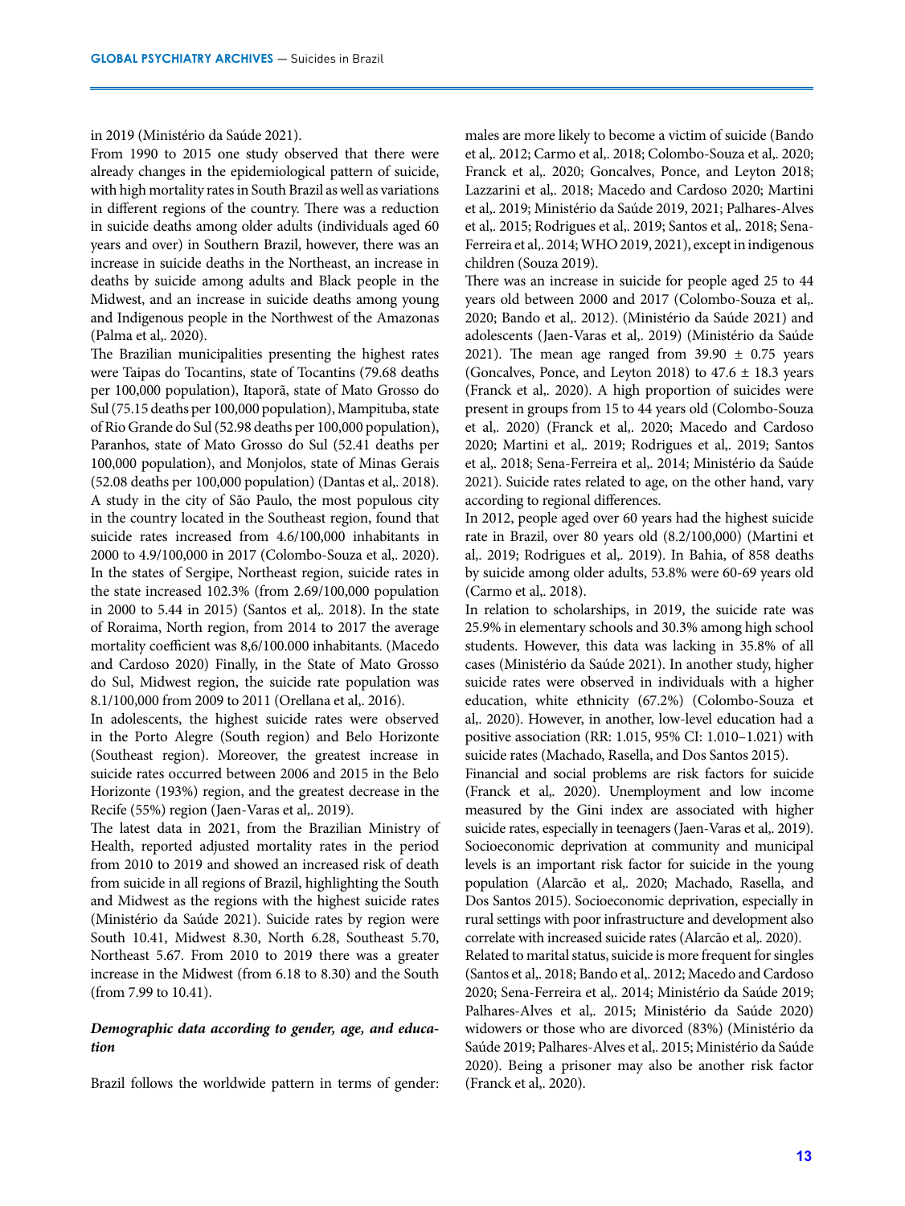in 2019 (Ministério da Saúde 2021).

From 1990 to 2015 one study observed that there were already changes in the epidemiological pattern of suicide, with high mortality rates in South Brazil as well as variations in different regions of the country. There was a reduction in suicide deaths among older adults (individuals aged 60 years and over) in Southern Brazil, however, there was an increase in suicide deaths in the Northeast, an increase in deaths by suicide among adults and Black people in the Midwest, and an increase in suicide deaths among young and Indigenous people in the Northwest of the Amazonas (Palma et al,. 2020).

The Brazilian municipalities presenting the highest rates were Taipas do Tocantins, state of Tocantins (79.68 deaths per 100,000 population), Itaporã, state of Mato Grosso do Sul (75.15 deaths per 100,000 population), Mampituba, state of Rio Grande do Sul (52.98 deaths per 100,000 population), Paranhos, state of Mato Grosso do Sul (52.41 deaths per 100,000 population), and Monjolos, state of Minas Gerais (52.08 deaths per 100,000 population) (Dantas et al,. 2018). A study in the city of São Paulo, the most populous city in the country located in the Southeast region, found that suicide rates increased from 4.6/100,000 inhabitants in 2000 to 4.9/100,000 in 2017 (Colombo-Souza et al,. 2020). In the states of Sergipe, Northeast region, suicide rates in the state increased 102.3% (from 2.69/100,000 population in 2000 to 5.44 in 2015) (Santos et al,. 2018). In the state of Roraima, North region, from 2014 to 2017 the average mortality coefficient was 8,6/100.000 inhabitants. (Macedo and Cardoso 2020) Finally, in the State of Mato Grosso do Sul, Midwest region, the suicide rate population was 8.1/100,000 from 2009 to 2011 (Orellana et al,. 2016).

In adolescents, the highest suicide rates were observed in the Porto Alegre (South region) and Belo Horizonte (Southeast region). Moreover, the greatest increase in suicide rates occurred between 2006 and 2015 in the Belo Horizonte (193%) region, and the greatest decrease in the Recife (55%) region (Jaen-Varas et al,. 2019).

The latest data in 2021, from the Brazilian Ministry of Health, reported adjusted mortality rates in the period from 2010 to 2019 and showed an increased risk of death from suicide in all regions of Brazil, highlighting the South and Midwest as the regions with the highest suicide rates (Ministério da Saúde 2021). Suicide rates by region were South 10.41, Midwest 8.30, North 6.28, Southeast 5.70, Northeast 5.67. From 2010 to 2019 there was a greater increase in the Midwest (from 6.18 to 8.30) and the South (from 7.99 to 10.41).

### *Demographic data according to gender, age, and education*

Brazil follows the worldwide pattern in terms of gender: males are more likely to become a victim of suicide (Bando et al,. 2012; Carmo et al,. 2018; Colombo-Souza et al,. 2020; Franck et al,. 2020; Goncalves, Ponce, and Leyton 2018; Lazzarini et al,. 2018; Macedo and Cardoso 2020; Martini et al,. 2019; Ministério da Saúde 2019, 2021; Palhares-Alves et al,. 2015; Rodrigues et al,. 2019; Santos et al,. 2018; Sena-Ferreira et al,. 2014; WHO 2019, 2021), except in indigenous children (Souza 2019).

There was an increase in suicide for people aged 25 to 44 years old between 2000 and 2017 (Colombo-Souza et al,. 2020; Bando et al,. 2012). (Ministério da Saúde 2021) and adolescents (Jaen-Varas et al,. 2019) (Ministério da Saúde 2021). The mean age ranged from 39.90 ± 0.75 years (Goncalves, Ponce, and Leyton 2018) to 47.6 ± 18.3 years (Franck et al,. 2020). A high proportion of suicides were present in groups from 15 to 44 years old (Colombo-Souza et al,. 2020) (Franck et al,. 2020; Macedo and Cardoso 2020; Martini et al,. 2019; Rodrigues et al,. 2019; Santos et al,. 2018; Sena-Ferreira et al,. 2014; Ministério da Saúde 2021). Suicide rates related to age, on the other hand, vary according to regional differences.

In 2012, people aged over 60 years had the highest suicide rate in Brazil, over 80 years old (8.2/100,000) (Martini et al,. 2019; Rodrigues et al,. 2019). In Bahia, of 858 deaths by suicide among older adults, 53.8% were 60-69 years old (Carmo et al,. 2018).

In relation to scholarships, in 2019, the suicide rate was 25.9% in elementary schools and 30.3% among high school students. However, this data was lacking in 35.8% of all cases (Ministério da Saúde 2021). In another study, higher suicide rates were observed in individuals with a higher education, white ethnicity (67.2%) (Colombo-Souza et al,. 2020). However, in another, low-level education had a positive association (RR: 1.015, 95% CI: 1.010–1.021) with suicide rates (Machado, Rasella, and Dos Santos 2015).

Financial and social problems are risk factors for suicide (Franck et al,. 2020). Unemployment and low income measured by the Gini index are associated with higher suicide rates, especially in teenagers (Jaen-Varas et al,. 2019). Socioeconomic deprivation at community and municipal levels is an important risk factor for suicide in the young population (Alarcão et al,. 2020; Machado, Rasella, and Dos Santos 2015). Socioeconomic deprivation, especially in rural settings with poor infrastructure and development also correlate with increased suicide rates (Alarcão et al,. 2020).

Related to marital status, suicide is more frequent for singles (Santos et al,. 2018; Bando et al,. 2012; Macedo and Cardoso 2020; Sena-Ferreira et al,. 2014; Ministério da Saúde 2019; Palhares-Alves et al,. 2015; Ministério da Saúde 2020) widowers or those who are divorced (83%) (Ministério da Saúde 2019; Palhares-Alves et al,. 2015; Ministério da Saúde 2020). Being a prisoner may also be another risk factor (Franck et al,. 2020).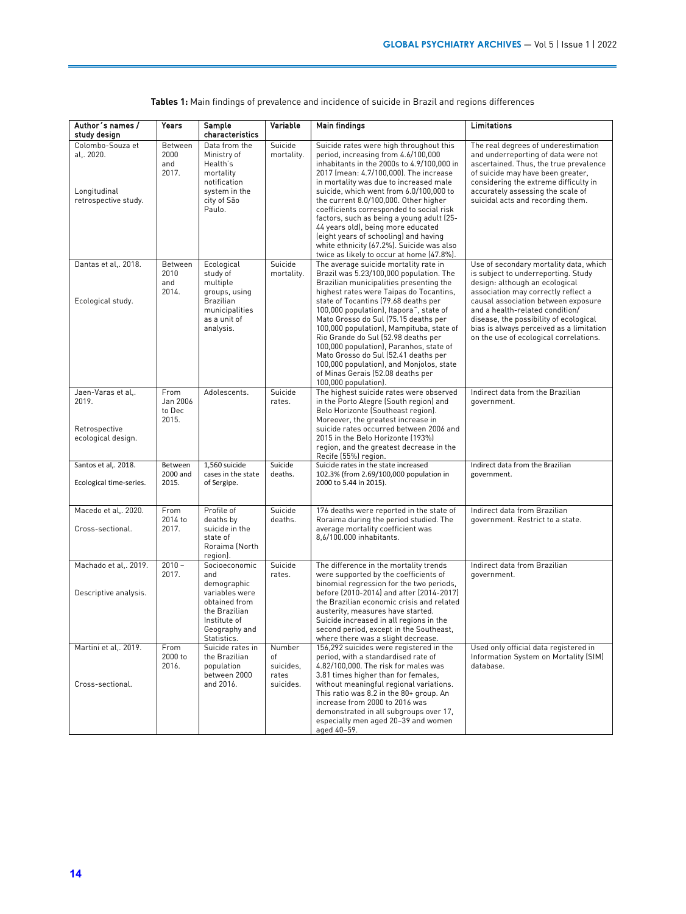**Tables 1:** Main findings of prevalence and incidence of suicide in Brazil and regions differences

| Author´s names / study design | Years | Sample characteristics | Variable | Main findings | Limitations |
|---|---|---|---|---|---|
| Colombo-Souza et al,. 2020. Longitudinal retrospective study. | Between 2000 and 2017. | Data from the Ministry of Health's mortality notification system in the city of São Paulo. | Suicide mortality. | Suicide rates were high throughout this period, increasing from 4.6/100,000 inhabitants in the 2000s to 4.9/100,000 in 2017 (mean: 4.7/100,000). The increase in mortality was due to increased male suicide, which went from 6.0/100,000 to the current 8.0/100,000. Other higher coefficients corresponded to social risk factors, such as being a young adult (25-44 years old), being more educated (eight years of schooling) and having white ethnicity (67.2%). Suicide was also twice as likely to occur at home (47.8%). | The real degrees of underestimation and underreporting of data were not ascertained. Thus, the true prevalence of suicide may have been greater, considering the extreme difficulty in accurately assessing the scale of suicidal acts and recording them. |
| Dantas et al,. 2018. Ecological study. | Between 2010 and 2014. | Ecological study of multiple groups, using Brazilian municipalities as a unit of analysis. | Suicide mortality. | The average suicide mortality rate in Brazil was 5.23/100,000 population. The Brazilian municipalities presenting the highest rates were Taipas do Tocantins, state of Tocantins (79.68 deaths per 100,000 population), Itapora˜, state of Mato Grosso do Sul (75.15 deaths per 100,000 population), Mampituba, state of Rio Grande do Sul (52.98 deaths per 100,000 population), Paranhos, state of Mato Grosso do Sul (52.41 deaths per 100,000 population), and Monjolos, state of Minas Gerais (52.08 deaths per 100,000 population). | Use of secondary mortality data, which is subject to underreporting. Study design: although an ecological association may correctly reflect a causal association between exposure and a health-related condition/ disease, the possibility of ecological bias is always perceived as a limitation on the use of ecological correlations. |
| Jaen-Varas et al,. 2019. Retrospective ecological design. | From Jan 2006 to Dec 2015. | Adolescents. | Suicide rates. | The highest suicide rates were observed in the Porto Alegre (South region) and Belo Horizonte (Southeast region). Moreover, the greatest increase in suicide rates occurred between 2006 and 2015 in the Belo Horizonte (193%) region, and the greatest decrease in the Recife (55%) region. | Indirect data from the Brazilian government. |
| Santos et al,. 2018. Ecological time-series. | Between 2000 and 2015. | 1,560 suicide cases in the state of Sergipe. | Suicide deaths. | Suicide rates in the state increased 102.3% (from 2.69/100,000 population in 2000 to 5.44 in 2015). | Indirect data from the Brazilian government. |
| Macedo et al,. 2020. Cross-sectional. | From 2014 to 2017. | Profile of deaths by suicide in the state of Roraima (North region). | Suicide deaths. | 176 deaths were reported in the state of Roraima during the period studied. The average mortality coefficient was 8,6/100.000 inhabitants. | Indirect data from Brazilian government. Restrict to a state. |
| Machado et al,. 2019. Descriptive analysis. | 2010 – 2017. | Socioeconomic and demographic variables were obtained from the Brazilian Institute of Geography and Statistics. | Suicide rates. | The difference in the mortality trends were supported by the coefficients of binomial regression for the two periods, before (2010-2014) and after (2014-2017) the Brazilian economic crisis and related austerity, measures have started. Suicide increased in all regions in the second period, except in the Southeast, where there was a slight decrease. | Indirect data from Brazilian government. |
| Martini et al,. 2019. Cross-sectional. | From 2000 to 2016. | Suicide rates in the Brazilian population between 2000 and 2016. | Number of suicides, rates suicides. | 156,292 suicides were registered in the period, with a standardised rate of 4.82/100,000. The risk for males was 3.81 times higher than for females, without meaningful regional variations. This ratio was 8.2 in the 80+ group. An increase from 2000 to 2016 was demonstrated in all subgroups over 17, especially men aged 20–39 and women aged 40–59. | Used only official data registered in Information System on Mortality (SIM) database. |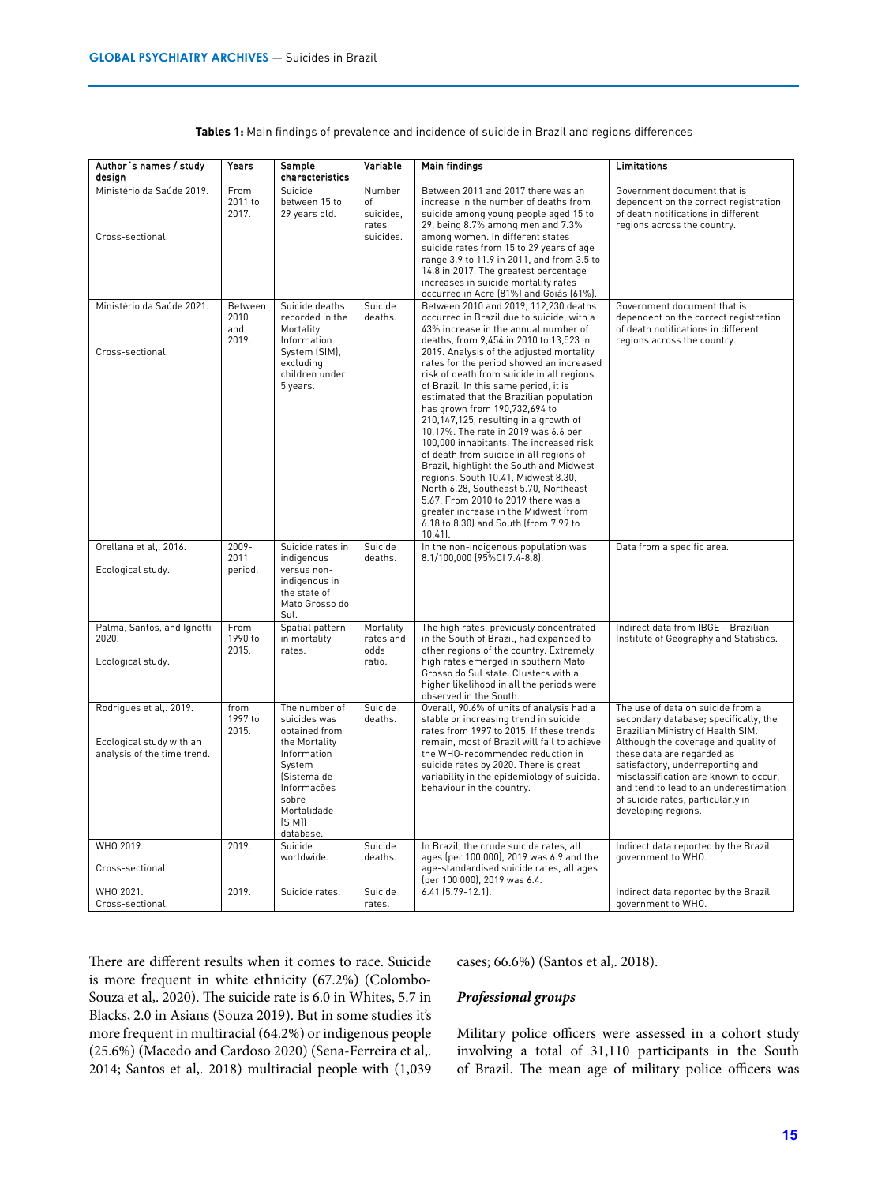**Tables 1:** Main findings of prevalence and incidence of suicide in Brazil and regions differences

| Author´s names / study design | Years | Sample characteristics | Variable | Main findings | Limitations |
|---|---|---|---|---|---|
| Ministério da Saúde 2019.<br><br>Cross-sectional. | From 2011 to 2017. | Suicide between 15 to 29 years old. | Number of suicides, rates suicides. | Between 2011 and 2017 there was an increase in the number of deaths from suicide among young people aged 15 to 29, being 8.7% among men and 7.3% among women. In different states suicide rates from 15 to 29 years of age range 3.9 to 11.9 in 2011, and from 3.5 to 14.8 in 2017. The greatest percentage increases in suicide mortality rates occurred in Acre (81%) and Goiás (61%). | Government document that is dependent on the correct registration of death notifications in different regions across the country. |
| Ministério da Saúde 2021.<br><br>Cross-sectional. | Between 2010 and 2019. | Suicide deaths recorded in the Mortality Information System (SIM), excluding children under 5 years. | Suicide deaths. | Between 2010 and 2019, 112,230 deaths occurred in Brazil due to suicide, with a 43% increase in the annual number of deaths, from 9,454 in 2010 to 13,523 in 2019. Analysis of the adjusted mortality rates for the period showed an increased risk of death from suicide in all regions of Brazil. In this same period, it is estimated that the Brazilian population has grown from 190,732,694 to 210,147,125, resulting in a growth of 10.17%. The rate in 2019 was 6.6 per 100,000 inhabitants. The increased risk of death from suicide in all regions of Brazil, highlight the South and Midwest regions. South 10.41, Midwest 8.30, North 6.28, Southeast 5.70, Northeast 5.67. From 2010 to 2019 there was a greater increase in the Midwest (from 6.18 to 8.30) and South (from 7.99 to 10.41). | Government document that is dependent on the correct registration of death notifications in different regions across the country. |
| Orellana et al,. 2016.<br><br>Ecological study. | 2009-2011 period. | Suicide rates in indigenous versus non-indigenous in the state of Mato Grosso do Sul. | Suicide deaths. | In the non-indigenous population was 8.1/100,000 (95%CI 7.4-8.8). | Data from a specific area. |
| Palma, Santos, and Ignotti 2020.<br><br>Ecological study. | From 1990 to 2015. | Spatial pattern in mortality rates. | Mortality rates and odds ratio. | The high rates, previously concentrated in the South of Brazil, had expanded to other regions of the country. Extremely high rates emerged in southern Mato Grosso do Sul state. Clusters with a higher likelihood in all the periods were observed in the South. | Indirect data from IBGE – Brazilian Institute of Geography and Statistics. |
| Rodrigues et al,. 2019.<br><br>Ecological study with an analysis of the time trend. | from 1997 to 2015. | The number of suicides was obtained from the Mortality Information System (Sistema de Informacões sobre Mortalidade [SIM]) database. | Suicide deaths. | Overall, 90.6% of units of analysis had a stable or increasing trend in suicide rates from 1997 to 2015. If these trends remain, most of Brazil will fail to achieve the WHO-recommended reduction in suicide rates by 2020. There is great variability in the epidemiology of suicidal behaviour in the country. | The use of data on suicide from a secondary database; specifically, the Brazilian Ministry of Health SIM. Although the coverage and quality of these data are regarded as satisfactory, underreporting and misclassification are known to occur, and tend to lead to an underestimation of suicide rates, particularly in developing regions. |
| WHO 2019.<br><br>Cross-sectional. | 2019. | Suicide worldwide. | Suicide deaths. | In Brazil, the crude suicide rates, all ages (per 100 000), 2019 was 6.9 and the age-standardised suicide rates, all ages (per 100 000), 2019 was 6.4. | Indirect data reported by the Brazil government to WHO. |
| WHO 2021.<br>Cross-sectional. | 2019. | Suicide rates. | Suicide rates. | 6.41 (5.79-12.1). | Indirect data reported by the Brazil government to WHO. |

There are different results when it comes to race. Suicide is more frequent in white ethnicity (67.2%) (Colombo-Souza et al,. 2020). The suicide rate is 6.0 in Whites, 5.7 in Blacks, 2.0 in Asians (Souza 2019). But in some studies it's more frequent in multiracial (64.2%) or indigenous people (25.6%) (Macedo and Cardoso 2020) (Sena-Ferreira et al,. 2014; Santos et al,. 2018) multiracial people with (1,039 cases; 66.6%) (Santos et al,. 2018).

### *Professional groups*

Military police officers were assessed in a cohort study involving a total of 31,110 participants in the South of Brazil. The mean age of military police officers was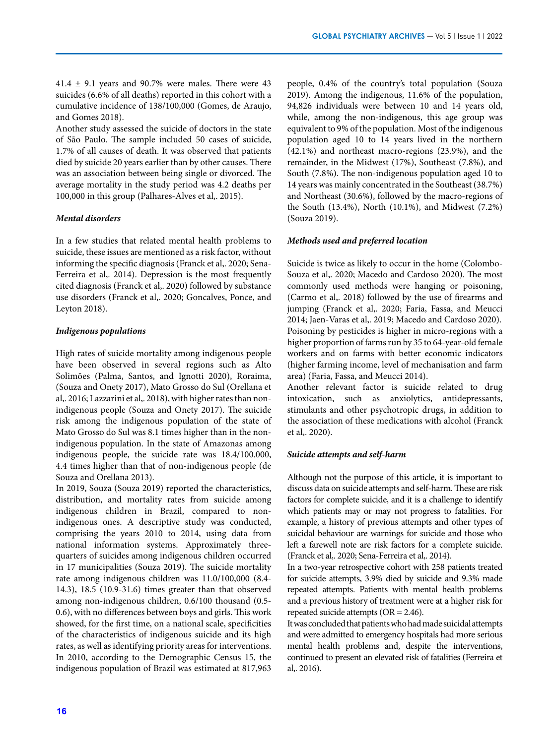41.4 ± 9.1 years and 90.7% were males. There were 43 suicides (6.6% of all deaths) reported in this cohort with a cumulative incidence of 138/100,000 (Gomes, de Araujo, and Gomes 2018).

Another study assessed the suicide of doctors in the state of São Paulo. The sample included 50 cases of suicide, 1.7% of all causes of death. It was observed that patients died by suicide 20 years earlier than by other causes. There was an association between being single or divorced. The average mortality in the study period was 4.2 deaths per 100,000 in this group (Palhares-Alves et al,. 2015).

### *Mental disorders*

In a few studies that related mental health problems to suicide, these issues are mentioned as a risk factor, without informing the specific diagnosis (Franck et al,. 2020; Sena-Ferreira et al,. 2014). Depression is the most frequently cited diagnosis (Franck et al,. 2020) followed by substance use disorders (Franck et al,. 2020; Goncalves, Ponce, and Leyton 2018).

### *Indigenous populations*

High rates of suicide mortality among indigenous people have been observed in several regions such as Alto Solimões (Palma, Santos, and Ignotti 2020), Roraima, (Souza and Onety 2017), Mato Grosso do Sul (Orellana et al,. 2016; Lazzarini et al,. 2018), with higher rates than non-indigenous people (Souza and Onety 2017). The suicide risk among the indigenous population of the state of Mato Grosso do Sul was 8.1 times higher than in the non-indigenous population. In the state of Amazonas among indigenous people, the suicide rate was 18.4/100.000, 4.4 times higher than that of non-indigenous people (de Souza and Orellana 2013).

In 2019, Souza (Souza 2019) reported the characteristics, distribution, and mortality rates from suicide among indigenous children in Brazil, compared to non-indigenous ones. A descriptive study was conducted, comprising the years 2010 to 2014, using data from national information systems. Approximately three-quarters of suicides among indigenous children occurred in 17 municipalities (Souza 2019). The suicide mortality rate among indigenous children was 11.0/100,000 (8.4-14.3), 18.5 (10.9-31.6) times greater than that observed among non-indigenous children, 0.6/100 thousand (0.5-0.6), with no differences between boys and girls. This work showed, for the first time, on a national scale, specificities of the characteristics of indigenous suicide and its high rates, as well as identifying priority areas for interventions. In 2010, according to the Demographic Census 15, the indigenous population of Brazil was estimated at 817,963 people, 0.4% of the country's total population (Souza 2019). Among the indigenous, 11.6% of the population, 94,826 individuals were between 10 and 14 years old, while, among the non-indigenous, this age group was equivalent to 9% of the population. Most of the indigenous population aged 10 to 14 years lived in the northern (42.1%) and northeast macro-regions (23.9%), and the remainder, in the Midwest (17%), Southeast (7.8%), and South (7.8%). The non-indigenous population aged 10 to 14 years was mainly concentrated in the Southeast (38.7%) and Northeast (30.6%), followed by the macro-regions of the South (13.4%), North (10.1%), and Midwest (7.2%) (Souza 2019).

### *Methods used and preferred location*

Suicide is twice as likely to occur in the home (Colombo-Souza et al,. 2020; Macedo and Cardoso 2020). The most commonly used methods were hanging or poisoning, (Carmo et al,. 2018) followed by the use of firearms and jumping (Franck et al,. 2020; Faria, Fassa, and Meucci 2014; Jaen-Varas et al,. 2019; Macedo and Cardoso 2020). Poisoning by pesticides is higher in micro-regions with a higher proportion of farms run by 35 to 64-year-old female workers and on farms with better economic indicators (higher farming income, level of mechanisation and farm area) (Faria, Fassa, and Meucci 2014).

Another relevant factor is suicide related to drug intoxication, such as anxiolytics, antidepressants, stimulants and other psychotropic drugs, in addition to the association of these medications with alcohol (Franck et al,. 2020).

### *Suicide attempts and self-harm*

Although not the purpose of this article, it is important to discuss data on suicide attempts and self-harm. These are risk factors for complete suicide, and it is a challenge to identify which patients may or may not progress to fatalities. For example, a history of previous attempts and other types of suicidal behaviour are warnings for suicide and those who left a farewell note are risk factors for a complete suicide. (Franck et al,. 2020; Sena-Ferreira et al,. 2014).

In a two-year retrospective cohort with 258 patients treated for suicide attempts, 3.9% died by suicide and 9.3% made repeated attempts. Patients with mental health problems and a previous history of treatment were at a higher risk for repeated suicide attempts (OR = 2.46).

It was concluded that patients who had made suicidal attempts and were admitted to emergency hospitals had more serious mental health problems and, despite the interventions, continued to present an elevated risk of fatalities (Ferreira et al,. 2016).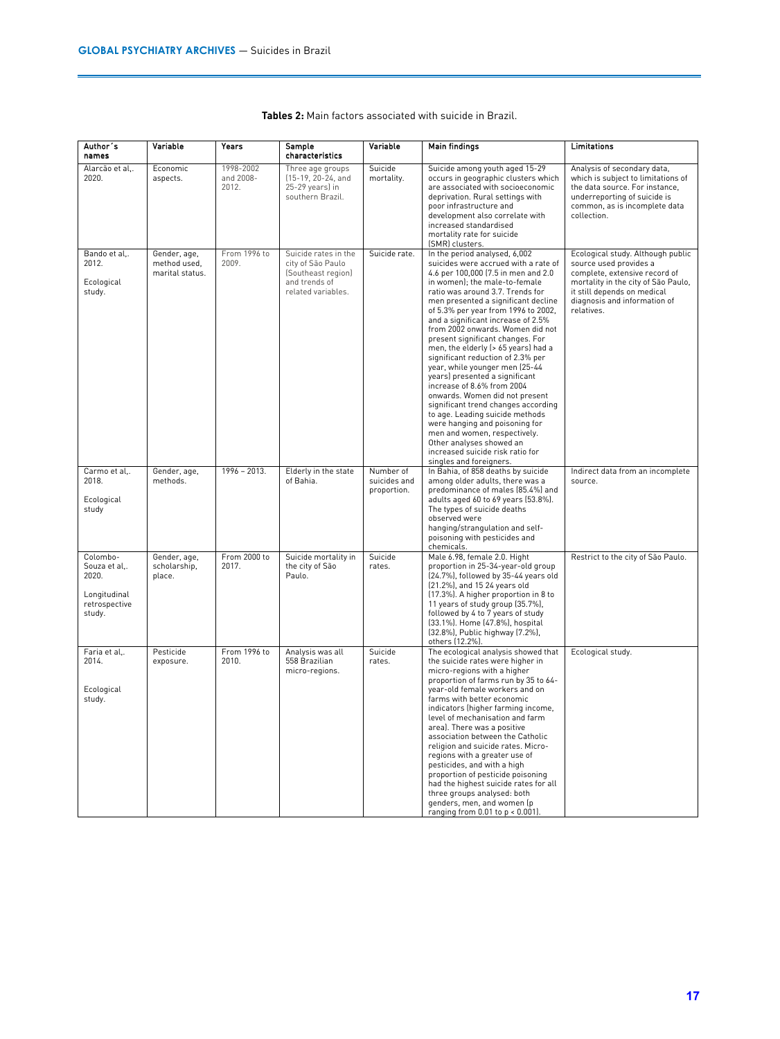**Tables 2:** Main factors associated with suicide in Brazil.

| Author´s names | Variable | Years | Sample characteristics | Variable | Main findings | Limitations |
|---|---|---|---|---|---|---|
| Alarcão et al,. 2020. | Economic aspects. | 1998-2002 and 2008-2012. | Three age groups (15-19, 20-24, and 25-29 years) in southern Brazil. | Suicide mortality. | Suicide among youth aged 15-29 occurs in geographic clusters which are associated with socioeconomic deprivation. Rural settings with poor infrastructure and development also correlate with increased standardised mortality rate for suicide (SMR) clusters. | Analysis of secondary data, which is subject to limitations of the data source. For instance, underreporting of suicide is common, as is incomplete data collection. |
| Bando et al,. 2012. Ecological study. | Gender, age, method used, marital status. | From 1996 to 2009. | Suicide rates in the city of São Paulo (Southeast region) and trends of related variables. | Suicide rate. | In the period analysed, 6,002 suicides were accrued with a rate of 4.6 per 100,000 (7.5 in men and 2.0 in women); the male-to-female ratio was around 3.7. Trends for men presented a significant decline of 5.3% per year from 1996 to 2002, and a significant increase of 2.5% from 2002 onwards. Women did not present significant changes. For men, the elderly (> 65 years) had a significant reduction of 2.3% per year, while younger men (25-44 years) presented a significant increase of 8.6% from 2004 onwards. Women did not present significant trend changes according to age. Leading suicide methods were hanging and poisoning for men and women, respectively. Other analyses showed an increased suicide risk ratio for singles and foreigners. | Ecological study. Although public source used provides a complete, extensive record of mortality in the city of São Paulo, it still depends on medical diagnosis and information of relatives. |
| Carmo et al,. 2018. Ecological study | Gender, age, methods. | 1996 – 2013. | Elderly in the state of Bahia. | Number of suicides and proportion. | In Bahia, of 858 deaths by suicide among older adults, there was a predominance of males (85.4%) and adults aged 60 to 69 years (53.8%). The types of suicide deaths observed were hanging/strangulation and self-poisoning with pesticides and chemicals. | Indirect data from an incomplete source. |
| Colombo-Souza et al,. 2020. Longitudinal retrospective study. | Gender, age, scholarship, place. | From 2000 to 2017. | Suicide mortality in the city of São Paulo. | Suicide rates. | Male 6.98, female 2.0. Hight proportion in 25-34-year-old group (24.7%), followed by 35-44 years old (21.2%), and 15 24 years old (17.3%). A higher proportion in 8 to 11 years of study group (35.7%), followed by 4 to 7 years of study (33.1%). Home (47.8%), hospital (32.8%), Public highway (7.2%), others (12.2%). | Restrict to the city of São Paulo. |
| Faria et al,. 2014. Ecological study. | Pesticide exposure. | From 1996 to 2010. | Analysis was all 558 Brazilian micro-regions. | Suicide rates. | The ecological analysis showed that the suicide rates were higher in the micro-regions with a higher proportion of farms run by 35 to 64-year-old female workers and on farms with better economic indicators (higher farming income, level of mechanisation and farm area). There was a positive association between the Catholic religion and suicide rates. Micro-regions with a greater use of pesticides, and with a high proportion of pesticide poisoning had the highest suicide rates for all three groups analysed: both genders, men, and women ($p$ ranging from 0.01 to $p < 0.001$). | Ecological study. |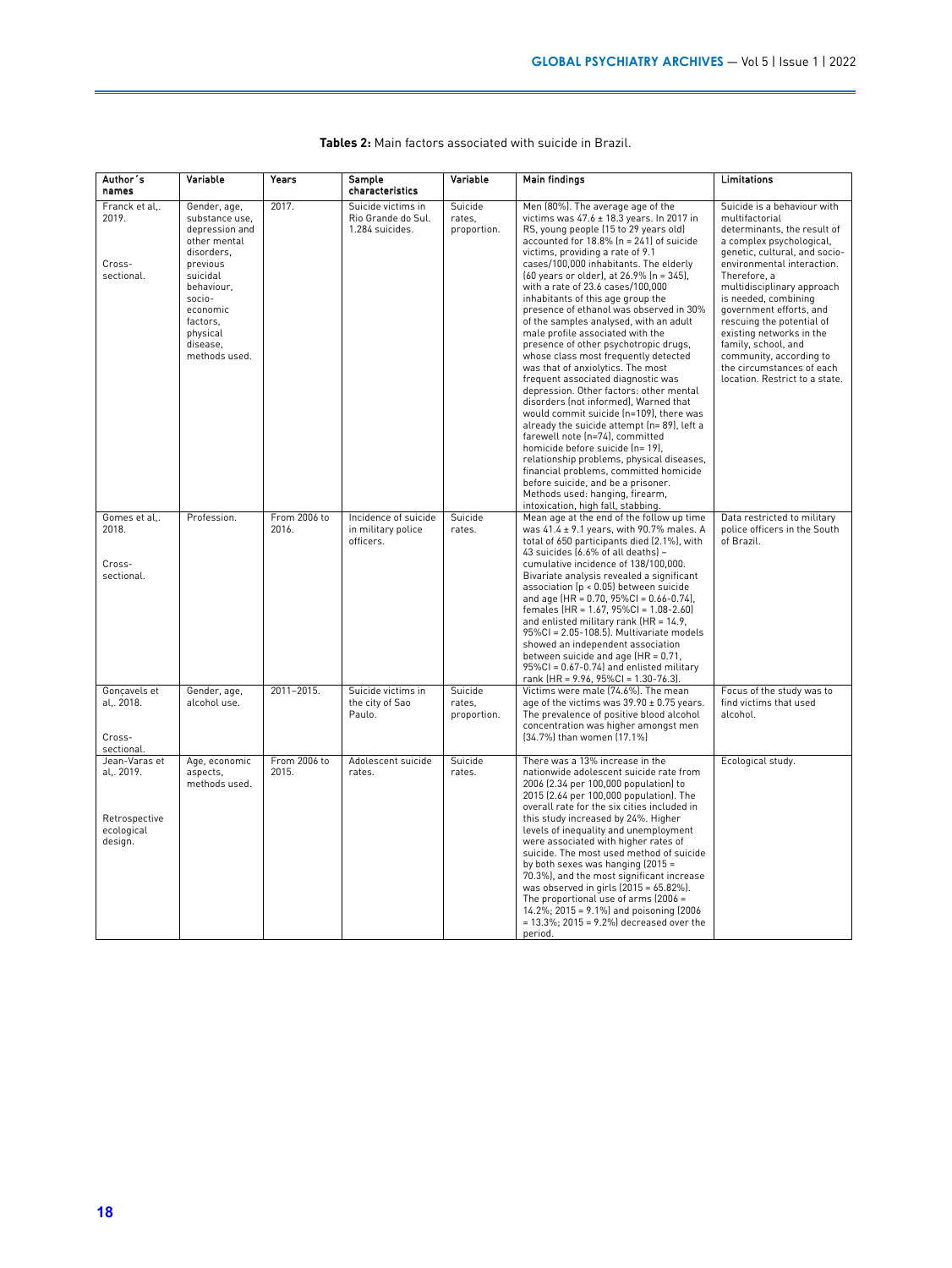**Tables 2:** Main factors associated with suicide in Brazil.

| Author´s names | Variable | Years | Sample characteristics | Variable | Main findings | Limitations |
|---|---|---|---|---|---|---|
| Franck et al,. 2019. Cross-sectional. | Gender, age, substance use, depression and other mental disorders, previous suicidal behaviour, socio-economic factors, physical disease, methods used. | 2017. | Suicide victims in Rio Grande do Sul. 1.284 suicides. | Suicide rates, proportion. | Men (80%). The average age of the victims was 47.6 ± 18.3 years. In 2017 in RS, young people (15 to 29 years old) accounted for 18.8% (n = 241) of suicide victims, providing a rate of 9.1 cases/100,000 inhabitants. The elderly (60 years or older), at 26.9% (n = 345), with a rate of 23.6 cases/100,000 inhabitants of this age group the presence of ethanol was observed in 30% of the samples analysed, with an adult male profile associated with the presence of other psychotropic drugs, whose class most frequently detected was that of anxiolytics. The most frequent associated diagnostic was depression. Other factors: other mental disorders (not informed), Warned that would commit suicide (n=109), there was already the suicide attempt (n= 89), left a farewell note (n=74), committed homicide before suicide (n= 19), relationship problems, physical diseases, financial problems, committed homicide before suicide, and be a prisoner. Methods used: hanging, firearm, intoxication, high fall, stabbing. | Suicide is a behaviour with multifactorial determinants, the result of a complex psychological, genetic, cultural, and socio-environmental interaction. Therefore, a multidisciplinary approach is needed, combining government efforts, and rescuing the potential of existing networks in the family, school, and community, according to the circumstances of each location. Restrict to a state. |
| Gomes et al,. 2018. Cross-sectional. | Profession. | From 2006 to 2016. | Incidence of suicide in military police officers. | Suicide rates. | Mean age at the end of the follow up time was 41.4 ± 9.1 years, with 90.7% males. A total of 650 participants died (2.1%), with 43 suicides (6.6% of all deaths) – cumulative incidence of 138/100,000. Bivariate analysis revealed a significant association ($p < 0.05$) between suicide and age (HR = 0.70, 95%CI = 0.66-0.74), females (HR = 1.67, 95%CI = 1.08-2.60) and enlisted military rank (HR = 14.9, 95%CI = 2.05-108.5). Multivariate models showed an independent association between suicide and age (HR = 0.71, 95%CI = 0.67-0.74) and enlisted military rank (HR = 9.96, 95%CI = 1.30-76.3). | Data restricted to military police officers in the South of Brazil. |
| Gonçavels et al,. 2018. Cross-sectional. | Gender, age, alcohol use. | 2011–2015. | Suicide victims in the city of Sao Paulo. | Suicide rates, proportion. | Victims were male (74.6%). The mean age of the victims was 39.90 ± 0.75 years. The prevalence of positive blood alcohol concentration was higher amongst men (34.7%) than women (17.1%) | Focus of the study was to find victims that used alcohol. |
| Jean-Varas et al,. 2019. Retrospective ecological design. | Age, economic aspects, methods used. | From 2006 to 2015. | Adolescent suicide rates. | Suicide rates. | There was a 13% increase in the nationwide adolescent suicide rate from 2006 (2.34 per 100,000 population) to 2015 (2.64 per 100,000 population). The overall rate for the six cities included in this study increased by 24%. Higher levels of inequality and unemployment were associated with higher rates of suicide. The most used method of suicide by both sexes was hanging (2015 = 70.3%), and the most significant increase was observed in girls (2015 = 65.82%). The proportional use of arms (2006 = 14.2%; 2015 = 9.1%) and poisoning (2006 = 13.3%; 2015 = 9.2%) decreased over the period. | Ecological study. |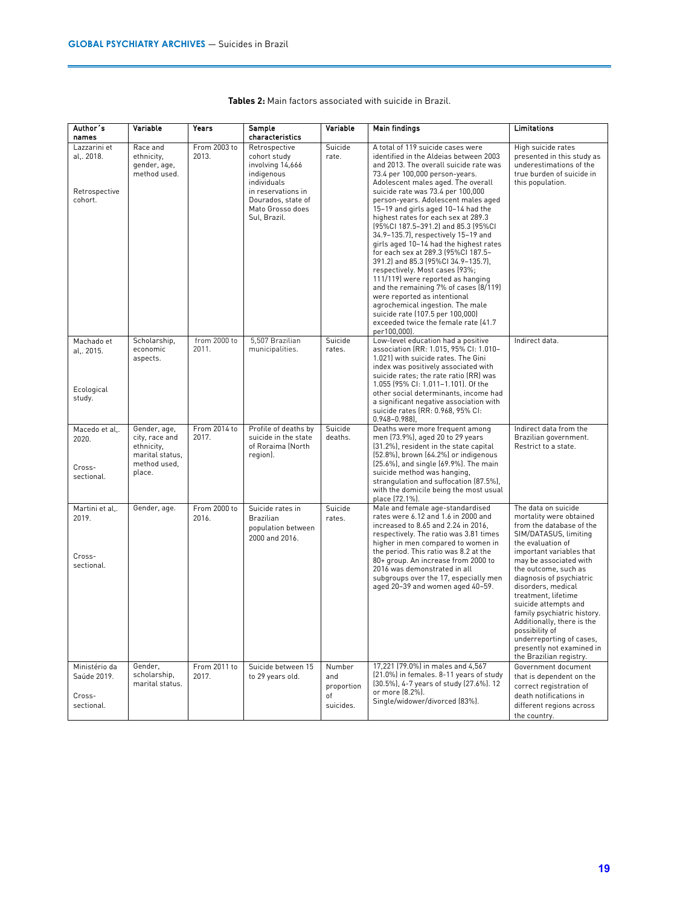**Tables 2:** Main factors associated with suicide in Brazil.

| Author´s names | Variable | Years | Sample characteristics | Variable | Main findings | Limitations |
|---|---|---|---|---|---|---|
| Lazzarini et al,. 2018. Retrospective cohort. | Race and ethnicity, gender, age, method used. | From 2003 to 2013. | Retrospective cohort study involving 14,666 indigenous individuals in reservations in Dourados, state of Mato Grosso does Sul, Brazil. | Suicide rate. | A total of 119 suicide cases were identified in the Aldeias between 2003 and 2013. The overall suicide rate was 73.4 per 100,000 person-years. Adolescent males aged. The overall suicide rate was 73.4 per 100,000 person-years. Adolescent males aged 15–19 and girls aged 10–14 had the highest rates for each sex at 289.3 (95%CI 187.5–391.2) and 85.3 (95%CI 34.9–135.7), respectively 15–19 and girls aged 10–14 had the highest rates for each sex at 289.3 (95%CI 187.5–391.2) and 85.3 (95%CI 34.9–135.7), respectively. Most cases (93%; 111/119) were reported as hanging and the remaining 7% of cases (8/119) were reported as intentional agrochemical ingestion. The male suicide rate (107.5 per 100,000) exceeded twice the female rate (41.7 per100,000). | High suicide rates presented in this study as underestimations of the true burden of suicide in this population. |
| Machado et al,. 2015. Ecological study. | Scholarship, economic aspects. | from 2000 to 2011. | 5,507 Brazilian municipalities. | Suicide rates. | Low-level education had a positive association (RR: 1.015, 95% CI: 1.010–1.021) with suicide rates. The Gini index was positively associated with suicide rates; the rate ratio (RR) was 1.055 (95% CI: 1.011–1.101). Of the other social determinants, income had a significant negative association with suicide rates (RR: 0.968, 95% CI: 0.948–0.988), | Indirect data. |
| Macedo et al,. 2020. Cross-sectional. | Gender, age, city, race and ethnicity, marital status, method used, place. | From 2014 to 2017. | Profile of deaths by suicide in the state of Roraima (North region). | Suicide deaths. | Deaths were more frequent among men (73.9%), aged 20 to 29 years (31.2%), resident in the state capital (52.8%), brown (64.2%) or indigenous (25.6%), and single (69.9%). The main suicide method was hanging, strangulation and suffocation (87.5%), with the domicile being the most usual place (72.1%). | Indirect data from the Brazilian government. Restrict to a state. |
| Martini et al,. 2019. Cross-sectional. | Gender, age. | From 2000 to 2016. | Suicide rates in Brazilian population between 2000 and 2016. | Suicide rates. | Male and female age-standardised rates were 6.12 and 1.6 in 2000 and increased to 8.65 and 2.24 in 2016, respectively. The ratio was 3.81 times higher in men compared to women in the period. This ratio was 8.2 at the 80+ group. An increase from 2000 to 2016 was demonstrated in all subgroups over the 17, especially men aged 20–39 and women aged 40–59. | The data on suicide mortality were obtained from the database of the SIM/DATASUS, limiting the evaluation of important variables that may be associated with the outcome, such as diagnosis of psychiatric disorders, medical treatment, lifetime suicide attempts and family psychiatric history. Additionally, there is the possibility of underreporting of cases, presently not examined in the Brazilian registry. |
| Ministério da Saúde 2019. Cross-sectional. | Gender, scholarship, marital status. | From 2011 to 2017. | Suicide between 15 to 29 years old. | Number and proportion of suicides. | 17,221 (79.0%) in males and 4,567 (21.0%) in females. 8-11 years of study (30.5%), 4-7 years of study (27.6%). 12 or more (8.2%). Single/widower/divorced (83%). | Government document that is dependent on the correct registration of death notifications in different regions across the country. |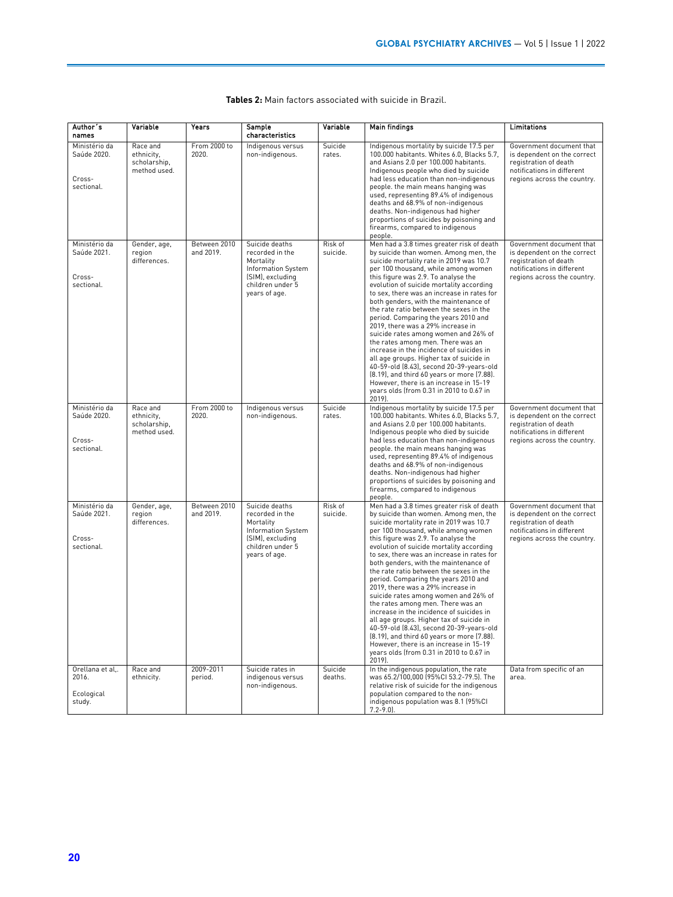**Tables 2:** Main factors associated with suicide in Brazil.

| Author´s names | Variable | Years | Sample characteristics | Variable | Main findings | Limitations |
|---|---|---|---|---|---|---|
| Ministério da Saúde 2020. Cross-sectional. | Race and ethnicity, scholarship, method used. | From 2000 to 2020. | Indigenous versus non-indigenous. | Suicide rates. | Indigenous mortality by suicide 17.5 per 100.000 habitants. Whites 6.0, Blacks 5.7, and Asians 2.0 per 100.000 habitants. Indigenous people who died by suicide had less education than non-indigenous people. the main means hanging was used, representing 89.4% of indigenous deaths and 68.9% of non-indigenous deaths. Non-indigenous had higher proportions of suicides by poisoning and firearms, compared to indigenous people. | Government document that is dependent on the correct registration of death notifications in different regions across the country. |
| Ministério da Saúde 2021. Cross-sectional. | Gender, age, region differences. | Between 2010 and 2019. | Suicide deaths recorded in the Mortality Information System (SIM), excluding children under 5 years of age. | Risk of suicide. | Men had a 3.8 times greater risk of death by suicide than women. Among men, the suicide mortality rate in 2019 was 10.7 per 100 thousand, while among women this figure was 2.9. To analyse the evolution of suicide mortality according to sex, there was an increase in rates for both genders, with the maintenance of the rate ratio between the sexes in the period. Comparing the years 2010 and 2019, there was a 29% increase in suicide rates among women and 26% of the rates among men. There was an increase in the incidence of suicides in all age groups. Higher tax of suicide in 40-59-old (8.43), second 20-39-years-old (8.19), and third 60 years or more (7.88). However, there is an increase in 15-19 years olds (from 0.31 in 2010 to 0.67 in 2019). | Government document that is dependent on the correct registration of death notifications in different regions across the country. |
| Ministério da Saúde 2020. Cross-sectional. | Race and ethnicity, scholarship, method used. | From 2000 to 2020. | Indigenous versus non-indigenous. | Suicide rates. | Indigenous mortality by suicide 17.5 per 100.000 habitants. Whites 6.0, Blacks 5.7, and Asians 2.0 per 100.000 habitants. Indigenous people who died by suicide had less education than non-indigenous people. the main means hanging was used, representing 89.4% of indigenous deaths and 68.9% of non-indigenous deaths. Non-indigenous had higher proportions of suicides by poisoning and firearms, compared to indigenous people. | Government document that is dependent on the correct registration of death notifications in different regions across the country. |
| Ministério da Saúde 2021. Cross-sectional. | Gender, age, region differences. | Between 2010 and 2019. | Suicide deaths recorded in the Mortality Information System (SIM), excluding children under 5 years of age. | Risk of suicide. | Men had a 3.8 times greater risk of death by suicide than women. Among men, the suicide mortality rate in 2019 was 10.7 per 100 thousand, while among women this figure was 2.9. To analyse the evolution of suicide mortality according to sex, there was an increase in rates for both genders, with the maintenance of the rate ratio between the sexes in the period. Comparing the years 2010 and 2019, there was a 29% increase in suicide rates among women and 26% of the rates among men. There was an increase in the incidence of suicides in all age groups. Higher tax of suicide in 40-59-old (8.43), second 20-39-years-old (8.19), and third 60 years or more (7.88). However, there is an increase in 15-19 years olds (from 0.31 in 2010 to 0.67 in 2019). | Government document that is dependent on the correct registration of death notifications in different regions across the country. |
| Orellana et al,. 2016. Ecological study. | Race and ethnicity. | 2009-2011 period. | Suicide rates in indigenous versus non-indigenous. | Suicide deaths. | In the indigenous population, the rate was 65.2/100,000 (95%CI 53.2-79.5). The relative risk of suicide for the indigenous population compared to the non-indigenous population was 8.1 (95%CI 7.2-9.0). | Data from specific of an area. |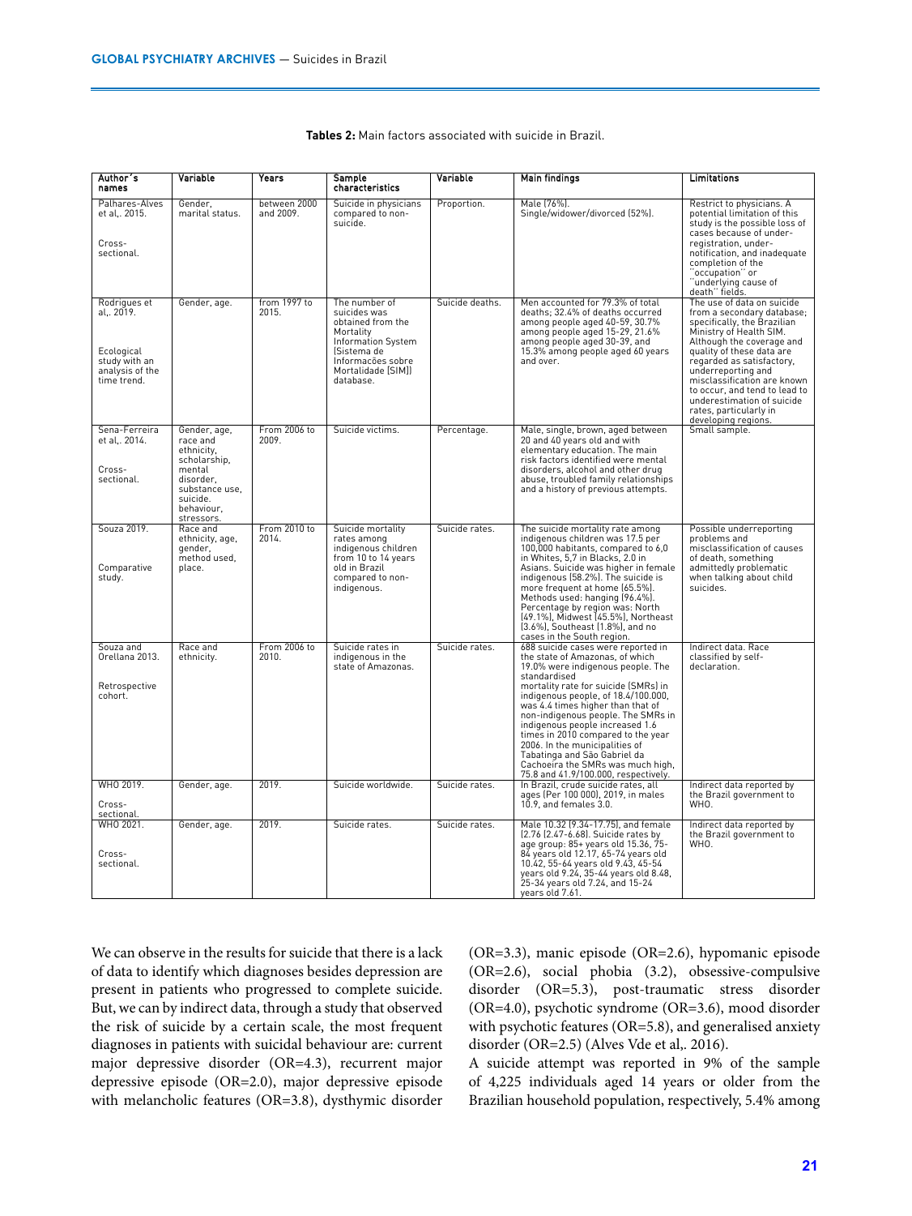**Tables 2:** Main factors associated with suicide in Brazil.

| Author´s names | Variable | Years | Sample characteristics | Variable | Main findings | Limitations |
|---|---|---|---|---|---|---|
| Palhares-Alves et al,. 2015. Cross-sectional. | Gender, marital status. | between 2000 and 2009. | Suicide in physicians compared to non-suicide. | Proportion. | Male (76%). Single/widower/divorced (52%). | Restrict to physicians. A potential limitation of this study is the possible loss of cases because of under-registration, under-notification, and inadequate completion of the ¨occupation¨ or ¨underlying cause of death¨ fields. |
| Rodrigues et al,. 2019. Ecological study with an analysis of the time trend. | Gender, age. | from 1997 to 2015. | The number of suicides was obtained from the Mortality Information System (Sistema de Informações sobre Mortalidade [SIM]) database. | Suicide deaths. | Men accounted for 79.3% of total deaths; 32.4% of deaths occurred among people aged 40-59, 30.7% among people aged 15-29, 21.6% among people aged 30-39, and 15.3% among people aged 60 years and over. | The use of data on suicide from a secondary database; specifically, the Brazilian Ministry of Health SIM. Although the coverage and quality of these data are regarded as satisfactory, underreporting and misclassification are known to occur, and tend to lead to underestimation of suicide rates, particularly in developing regions. |
| Sena-Ferreira et al,. 2014. Cross-sectional. | Gender, age, race and ethnicity, scholarship, mental disorder, substance use, suicide. behaviour, stressors. | From 2006 to 2009. | Suicide victims. | Percentage. | Male, single, brown, aged between 20 and 40 years old and with elementary education. The main risk factors identified were mental disorders, alcohol and other drug abuse, troubled family relationships and a history of previous attempts. | Small sample. |
| Souza 2019. Comparative study. | Race and ethnicity, age, gender, method used, place. | From 2010 to 2014. | Suicide mortality rates among indigenous children from 10 to 14 years old in Brazil compared to non-indigenous. | Suicide rates. | The suicide mortality rate among indigenous children was 17.5 per 100,000 habitants, compared to 6,0 in Whites, 5,7 in Blacks, 2.0 in Asians. Suicide was higher in female indigenous (58.2%). The suicide is more frequent at home (65.5%). Methods used: hanging (96.4%). Percentage by region was: North (49.1%), Midwest (45.5%), Northeast (3.6%), Southeast (1.8%), and no cases in the South region. | Possible underreporting problems and misclassification of causes of death, something admittedly problematic when talking about child suicides. |
| Souza and Orellana 2013. Retrospective cohort. | Race and ethnicity. | From 2006 to 2010. | Suicide rates in indigenous in the state of Amazonas. | Suicide rates. | 688 suicide cases were reported in the state of Amazonas, of which 19.0% were indigenous people. The standardised mortality rate for suicide (SMRs) in indigenous people, of 18.4/100.000, was 4.4 times higher than that of non-indigenous people. The SMRs in indigenous people increased 1.6 times in 2010 compared to the year 2006. In the municipalities of Tabatinga and São Gabriel da Cachoeira the SMRs was much high, 75.8 and 41.9/100.000, respectively. | Indirect data. Race classified by self-declaration. |
| WHO 2019. Cross-sectional. | Gender, age. | 2019. | Suicide worldwide. | Suicide rates. | In Brazil, crude suicide rates, all ages (Per 100 000), 2019, in males 10.9, and females 3.0. | Indirect data reported by the Brazil government to WHO. |
| WHO 2021. Cross-sectional. | Gender, age. | 2019. | Suicide rates. | Suicide rates. | Male 10.32 (9.34-17.75), and female (2.76 (2.47-6.68). Suicide rates by age group: 85+ years old 15.36, 75-84 years old 12.17, 65-74 years old 10.42, 55-64 years old 9.43, 45-54 years old 9.24, 35-44 years old 8.48, 25-34 years old 7.24, and 15-24 years old 7.61. | Indirect data reported by the Brazil government to WHO. |

We can observe in the results for suicide that there is a lack of data to identify which diagnoses besides depression are present in patients who progressed to complete suicide. But, we can by indirect data, through a study that observed the risk of suicide by a certain scale, the most frequent diagnoses in patients with suicidal behaviour are: current major depressive disorder (OR=4.3), recurrent major depressive episode (OR=2.0), major depressive episode with melancholic features (OR=3.8), dysthymic disorder (OR=3.3), manic episode (OR=2.6), hypomanic episode (OR=2.6), social phobia (3.2), obsessive-compulsive disorder (OR=5.3), post-traumatic stress disorder (OR=4.0), psychotic syndrome (OR=3.6), mood disorder with psychotic features (OR=5.8), and generalised anxiety disorder (OR=2.5) (Alves Vde et al,. 2016).

A suicide attempt was reported in 9% of the sample of 4,225 individuals aged 14 years or older from the Brazilian household population, respectively, 5.4% among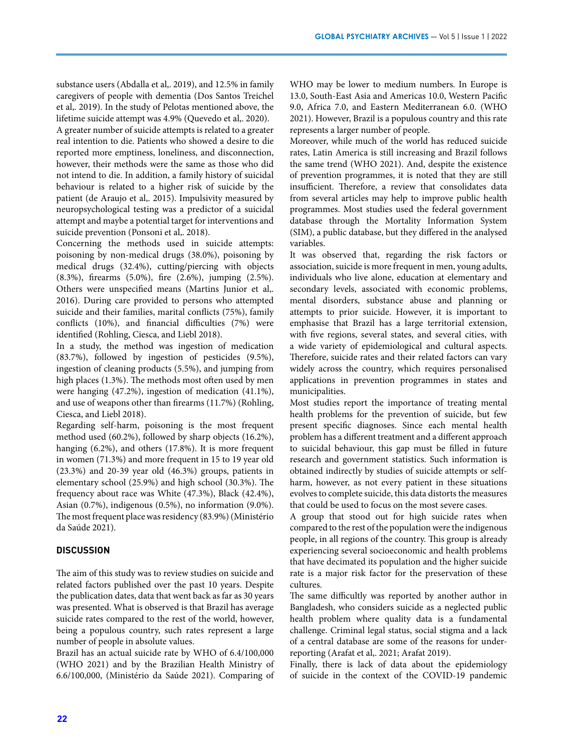substance users (Abdalla et al,. 2019), and 12.5% in family caregivers of people with dementia (Dos Santos Treichel et al,. 2019). In the study of Pelotas mentioned above, the lifetime suicide attempt was 4.9% (Quevedo et al,. 2020).

A greater number of suicide attempts is related to a greater real intention to die. Patients who showed a desire to die reported more emptiness, loneliness, and disconnection, however, their methods were the same as those who did not intend to die. In addition, a family history of suicidal behaviour is related to a higher risk of suicide by the patient (de Araujo et al,. 2015). Impulsivity measured by neuropsychological testing was a predictor of a suicidal attempt and maybe a potential target for interventions and suicide prevention (Ponsoni et al,. 2018).

Concerning the methods used in suicide attempts: poisoning by non-medical drugs (38.0%), poisoning by medical drugs (32.4%), cutting/piercing with objects (8.3%), firearms (5.0%), fire (2.6%), jumping (2.5%). Others were unspecified means (Martins Junior et al,. 2016). During care provided to persons who attempted suicide and their families, marital conflicts (75%), family conflicts (10%), and financial difficulties (7%) were identified (Rohling, Ciesca, and Liebl 2018).

In a study, the method was ingestion of medication (83.7%), followed by ingestion of pesticides (9.5%), ingestion of cleaning products (5.5%), and jumping from high places (1.3%). The methods most often used by men were hanging (47.2%), ingestion of medication (41.1%), and use of weapons other than firearms (11.7%) (Rohling, Ciesca, and Liebl 2018).

Regarding self-harm, poisoning is the most frequent method used (60.2%), followed by sharp objects (16.2%), hanging (6.2%), and others (17.8%). It is more frequent in women (71.3%) and more frequent in 15 to 19 year old (23.3%) and 20-39 year old (46.3%) groups, patients in elementary school (25.9%) and high school (30.3%). The frequency about race was White (47.3%), Black (42.4%), Asian (0.7%), indigenous (0.5%), no information (9.0%). The most frequent place was residency (83.9%) (Ministério da Saúde 2021).

## DISCUSSION

The aim of this study was to review studies on suicide and related factors published over the past 10 years. Despite the publication dates, data that went back as far as 30 years was presented. What is observed is that Brazil has average suicide rates compared to the rest of the world, however, being a populous country, such rates represent a large number of people in absolute values.

Brazil has an actual suicide rate by WHO of 6.4/100,000 (WHO 2021) and by the Brazilian Health Ministry of 6.6/100,000, (Ministério da Saúde 2021). Comparing of WHO may be lower to medium numbers. In Europe is 13.0, South-East Asia and Americas 10.0, Western Pacific 9.0, Africa 7.0, and Eastern Mediterranean 6.0. (WHO 2021). However, Brazil is a populous country and this rate represents a larger number of people.

Moreover, while much of the world has reduced suicide rates, Latin America is still increasing and Brazil follows the same trend (WHO 2021). And, despite the existence of prevention programmes, it is noted that they are still insufficient. Therefore, a review that consolidates data from several articles may help to improve public health programmes. Most studies used the federal government database through the Mortality Information System (SIM), a public database, but they differed in the analysed variables.

It was observed that, regarding the risk factors or association, suicide is more frequent in men, young adults, individuals who live alone, education at elementary and secondary levels, associated with economic problems, mental disorders, substance abuse and planning or attempts to prior suicide. However, it is important to emphasise that Brazil has a large territorial extension, with five regions, several states, and several cities, with a wide variety of epidemiological and cultural aspects. Therefore, suicide rates and their related factors can vary widely across the country, which requires personalised applications in prevention programmes in states and municipalities.

Most studies report the importance of treating mental health problems for the prevention of suicide, but few present specific diagnoses. Since each mental health problem has a different treatment and a different approach to suicidal behaviour, this gap must be filled in future research and government statistics. Such information is obtained indirectly by studies of suicide attempts or self-harm, however, as not every patient in these situations evolves to complete suicide, this data distorts the measures that could be used to focus on the most severe cases.

A group that stood out for high suicide rates when compared to the rest of the population were the indigenous people, in all regions of the country. This group is already experiencing several socioeconomic and health problems that have decimated its population and the higher suicide rate is a major risk factor for the preservation of these cultures.

The same difficultly was reported by another author in Bangladesh, who considers suicide as a neglected public health problem where quality data is a fundamental challenge. Criminal legal status, social stigma and a lack of a central database are some of the reasons for under-reporting (Arafat et al,. 2021; Arafat 2019).

Finally, there is lack of data about the epidemiology of suicide in the context of the COVID-19 pandemic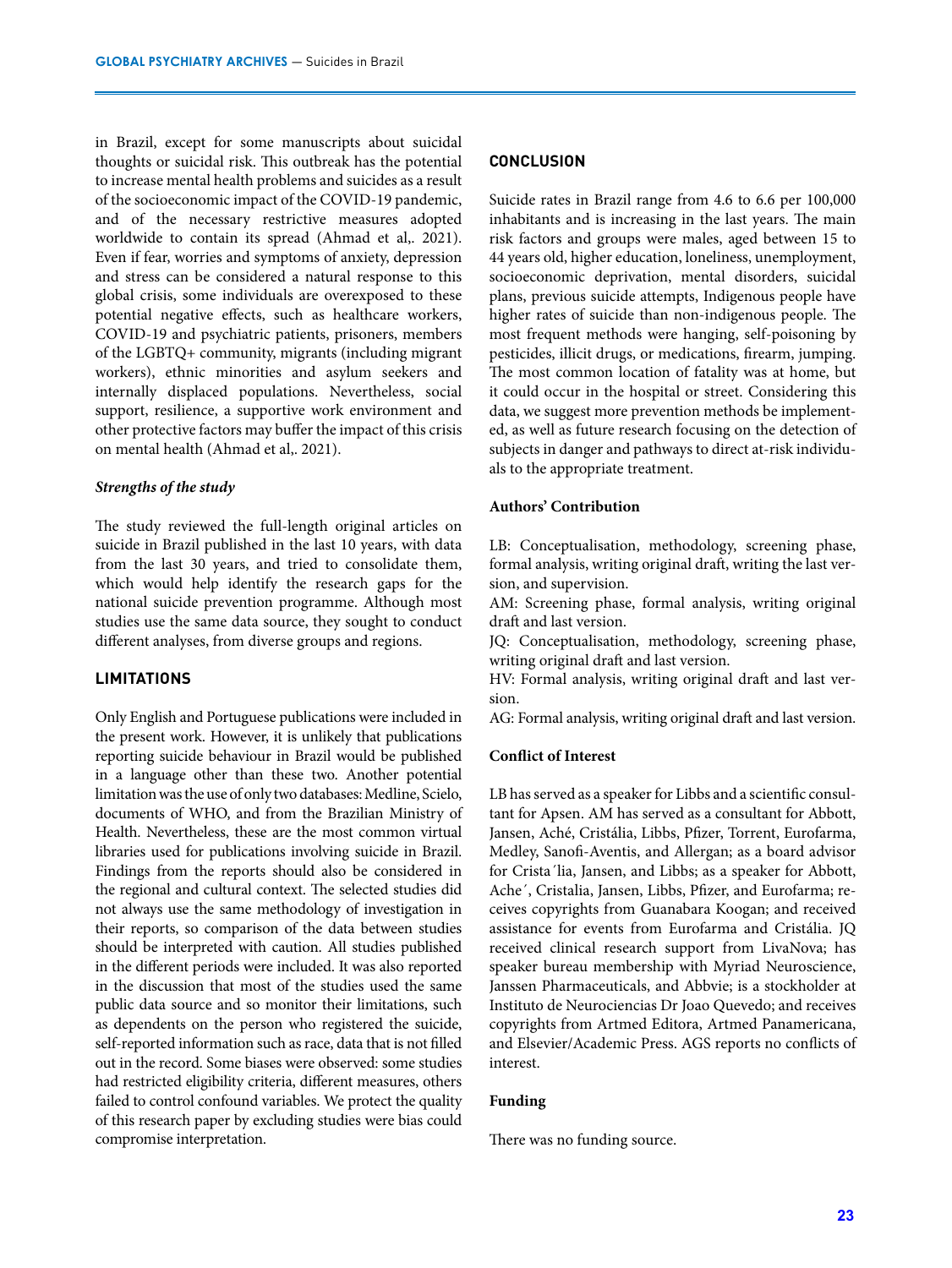in Brazil, except for some manuscripts about suicidal thoughts or suicidal risk. This outbreak has the potential to increase mental health problems and suicides as a result of the socioeconomic impact of the COVID-19 pandemic, and of the necessary restrictive measures adopted worldwide to contain its spread (Ahmad et al,. 2021). Even if fear, worries and symptoms of anxiety, depression and stress can be considered a natural response to this global crisis, some individuals are overexposed to these potential negative effects, such as healthcare workers, COVID-19 and psychiatric patients, prisoners, members of the LGBTQ+ community, migrants (including migrant workers), ethnic minorities and asylum seekers and internally displaced populations. Nevertheless, social support, resilience, a supportive work environment and other protective factors may buffer the impact of this crisis on mental health (Ahmad et al,. 2021).

### *Strengths of the study*

The study reviewed the full-length original articles on suicide in Brazil published in the last 10 years, with data from the last 30 years, and tried to consolidate them, which would help identify the research gaps for the national suicide prevention programme. Although most studies use the same data source, they sought to conduct different analyses, from diverse groups and regions.

## LIMITATIONS

Only English and Portuguese publications were included in the present work. However, it is unlikely that publications reporting suicide behaviour in Brazil would be published in a language other than these two. Another potential limitation was the use of only two databases: Medline, Scielo, documents of WHO, and from the Brazilian Ministry of Health. Nevertheless, these are the most common virtual libraries used for publications involving suicide in Brazil. Findings from the reports should also be considered in the regional and cultural context. The selected studies did not always use the same methodology of investigation in their reports, so comparison of the data between studies should be interpreted with caution. All studies published in the different periods were included. It was also reported in the discussion that most of the studies used the same public data source and so monitor their limitations, such as dependents on the person who registered the suicide, self-reported information such as race, data that is not filled out in the record. Some biases were observed: some studies had restricted eligibility criteria, different measures, others failed to control confound variables. We protect the quality of this research paper by excluding studies were bias could compromise interpretation.

## CONCLUSION

Suicide rates in Brazil range from 4.6 to 6.6 per 100,000 inhabitants and is increasing in the last years. The main risk factors and groups were males, aged between 15 to 44 years old, higher education, loneliness, unemployment, socioeconomic deprivation, mental disorders, suicidal plans, previous suicide attempts, Indigenous people have higher rates of suicide than non-indigenous people. The most frequent methods were hanging, self-poisoning by pesticides, illicit drugs, or medications, firearm, jumping. The most common location of fatality was at home, but it could occur in the hospital or street. Considering this data, we suggest more prevention methods be implemented, as well as future research focusing on the detection of subjects in danger and pathways to direct at-risk individuals to the appropriate treatment.

### Authors' Contribution

LB: Conceptualisation, methodology, screening phase, formal analysis, writing original draft, writing the last version, and supervision.
AM: Screening phase, formal analysis, writing original draft and last version.
JQ: Conceptualisation, methodology, screening phase, writing original draft and last version.
HV: Formal analysis, writing original draft and last version.
AG: Formal analysis, writing original draft and last version.

### Conflict of Interest

LB has served as a speaker for Libbs and a scientific consultant for Apsen. AM has served as a consultant for Abbott, Jansen, Aché, Cristália, Libbs, Pfizer, Torrent, Eurofarma, Medley, Sanofi-Aventis, and Allergan; as a board advisor for Crista´lia, Jansen, and Libbs; as a speaker for Abbott, Ache´, Cristalia, Jansen, Libbs, Pfizer, and Eurofarma; receives copyrights from Guanabara Koogan; and received assistance for events from Eurofarma and Cristália. JQ received clinical research support from LivaNova; has speaker bureau membership with Myriad Neuroscience, Janssen Pharmaceuticals, and Abbvie; is a stockholder at Instituto de Neurociencias Dr Joao Quevedo; and receives copyrights from Artmed Editora, Artmed Panamericana, and Elsevier/Academic Press. AGS reports no conflicts of interest.

### Funding

There was no funding source.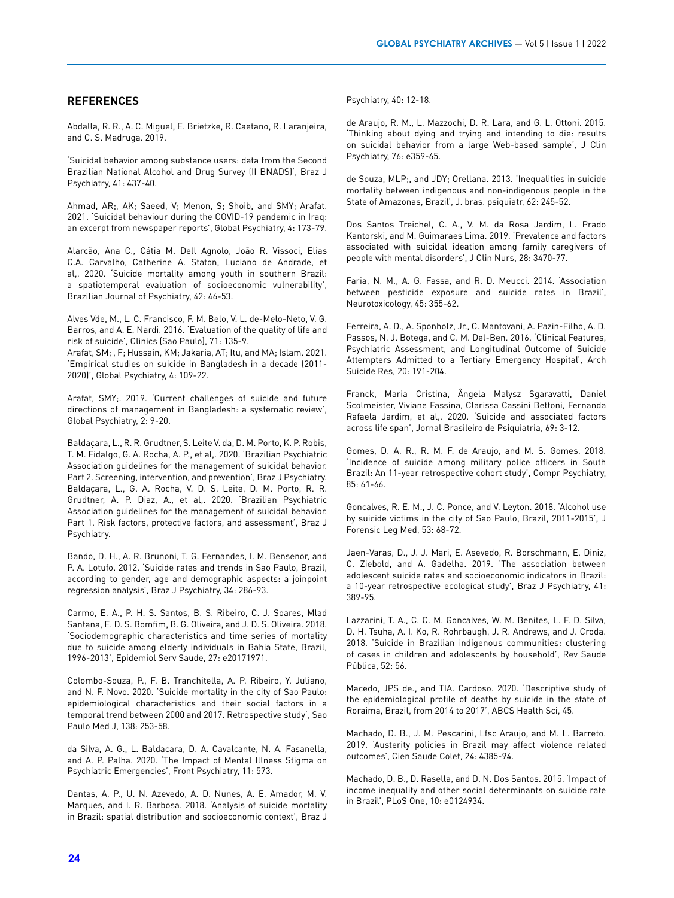## REFERENCES

Abdalla, R. R., A. C. Miguel, E. Brietzke, R. Caetano, R. Laranjeira, and C. S. Madruga. 2019.

'Suicidal behavior among substance users: data from the Second Brazilian National Alcohol and Drug Survey (II BNADS)', Braz J Psychiatry, 41: 437-40.

Ahmad, AR;, AK; Saeed, V; Menon, S; Shoib, and SMY; Arafat. 2021. 'Suicidal behaviour during the COVID-19 pandemic in Iraq: an excerpt from newspaper reports', Global Psychiatry, 4: 173-79.

Alarcão, Ana C., Cátia M. Dell Agnolo, João R. Vissoci, Elias C.A. Carvalho, Catherine A. Staton, Luciano de Andrade, et al,. 2020. 'Suicide mortality among youth in southern Brazil: a spatiotemporal evaluation of socioeconomic vulnerability', Brazilian Journal of Psychiatry, 42: 46-53.

Alves Vde, M., L. C. Francisco, F. M. Belo, V. L. de-Melo-Neto, V. G. Barros, and A. E. Nardi. 2016. 'Evaluation of the quality of life and risk of suicide', Clinics (Sao Paulo), 71: 135-9.

Arafat, SM; , F; Hussain, KM; Jakaria, AT; Itu, and MA; Islam. 2021. 'Empirical studies on suicide in Bangladesh in a decade (2011-2020)', Global Psychiatry, 4: 109-22.

Arafat, SMY;. 2019. 'Current challenges of suicide and future directions of management in Bangladesh: a systematic review', Global Psychiatry, 2: 9-20.

Baldaçara, L., R. R. Grudtner, S. Leite V. da, D. M. Porto, K. P. Robis, T. M. Fidalgo, G. A. Rocha, A. P., et al,. 2020. 'Brazilian Psychiatric Association guidelines for the management of suicidal behavior. Part 2. Screening, intervention, and prevention', Braz J Psychiatry. Baldaçara, L., G. A. Rocha, V. D. S. Leite, D. M. Porto, R. R. Grudtner, A. P. Diaz, A., et al,. 2020. 'Brazilian Psychiatric Association guidelines for the management of suicidal behavior. Part 1. Risk factors, protective factors, and assessment', Braz J Psychiatry.

Bando, D. H., A. R. Brunoni, T. G. Fernandes, I. M. Bensenor, and P. A. Lotufo. 2012. 'Suicide rates and trends in Sao Paulo, Brazil, according to gender, age and demographic aspects: a joinpoint regression analysis', Braz J Psychiatry, 34: 286-93.

Carmo, E. A., P. H. S. Santos, B. S. Ribeiro, C. J. Soares, Mlad Santana, E. D. S. Bomfim, B. G. Oliveira, and J. D. S. Oliveira. 2018. 'Sociodemographic characteristics and time series of mortality due to suicide among elderly individuals in Bahia State, Brazil, 1996-2013', Epidemiol Serv Saude, 27: e20171971.

Colombo-Souza, P., F. B. Tranchitella, A. P. Ribeiro, Y. Juliano, and N. F. Novo. 2020. 'Suicide mortality in the city of Sao Paulo: epidemiological characteristics and their social factors in a temporal trend between 2000 and 2017. Retrospective study', Sao Paulo Med J, 138: 253-58.

da Silva, A. G., L. Baldacara, D. A. Cavalcante, N. A. Fasanella, and A. P. Palha. 2020. 'The Impact of Mental Illness Stigma on Psychiatric Emergencies', Front Psychiatry, 11: 573.

Dantas, A. P., U. N. Azevedo, A. D. Nunes, A. E. Amador, M. V. Marques, and I. R. Barbosa. 2018. 'Analysis of suicide mortality in Brazil: spatial distribution and socioeconomic context', Braz J Psychiatry, 40: 12-18.

de Araujo, R. M., L. Mazzochi, D. R. Lara, and G. L. Ottoni. 2015. 'Thinking about dying and trying and intending to die: results on suicidal behavior from a large Web-based sample', J Clin Psychiatry, 76: e359-65.

de Souza, MLP;, and JDY; Orellana. 2013. 'Inequalities in suicide mortality between indigenous and non-indigenous people in the State of Amazonas, Brazil', J. bras. psiquiatr, 62: 245-52.

Dos Santos Treichel, C. A., V. M. da Rosa Jardim, L. Prado Kantorski, and M. Guimaraes Lima. 2019. 'Prevalence and factors associated with suicidal ideation among family caregivers of people with mental disorders', J Clin Nurs, 28: 3470-77.

Faria, N. M., A. G. Fassa, and R. D. Meucci. 2014. 'Association between pesticide exposure and suicide rates in Brazil', Neurotoxicology, 45: 355-62.

Ferreira, A. D., A. Sponholz, Jr., C. Mantovani, A. Pazin-Filho, A. D. Passos, N. J. Botega, and C. M. Del-Ben. 2016. 'Clinical Features, Psychiatric Assessment, and Longitudinal Outcome of Suicide Attempters Admitted to a Tertiary Emergency Hospital', Arch Suicide Res, 20: 191-204.

Franck, Maria Cristina, Ângela Malysz Sgaravatti, Daniel Scolmeister, Viviane Fassina, Clarissa Cassini Bettoni, Fernanda Rafaela Jardim, et al,. 2020. 'Suicide and associated factors across life span', Jornal Brasileiro de Psiquiatria, 69: 3-12.

Gomes, D. A. R., R. M. F. de Araujo, and M. S. Gomes. 2018. 'Incidence of suicide among military police officers in South Brazil: An 11-year retrospective cohort study', Compr Psychiatry, 85: 61-66.

Goncalves, R. E. M., J. C. Ponce, and V. Leyton. 2018. 'Alcohol use by suicide victims in the city of Sao Paulo, Brazil, 2011-2015', J Forensic Leg Med, 53: 68-72.

Jaen-Varas, D., J. J. Mari, E. Asevedo, R. Borschmann, E. Diniz, C. Ziebold, and A. Gadelha. 2019. 'The association between adolescent suicide rates and socioeconomic indicators in Brazil: a 10-year retrospective ecological study', Braz J Psychiatry, 41: 389-95.

Lazzarini, T. A., C. C. M. Goncalves, W. M. Benites, L. F. D. Silva, D. H. Tsuha, A. I. Ko, R. Rohrbaugh, J. R. Andrews, and J. Croda. 2018. 'Suicide in Brazilian indigenous communities: clustering of cases in children and adolescents by household', Rev Saude Pública, 52: 56.

Macedo, JPS de., and TIA. Cardoso. 2020. 'Descriptive study of the epidemiological profile of deaths by suicide in the state of Roraima, Brazil, from 2014 to 2017', ABCS Health Sci, 45.

Machado, D. B., J. M. Pescarini, Lfsc Araujo, and M. L. Barreto. 2019. 'Austerity policies in Brazil may affect violence related outcomes', Cien Saude Colet, 24: 4385-94.

Machado, D. B., D. Rasella, and D. N. Dos Santos. 2015. 'Impact of income inequality and other social determinants on suicide rate in Brazil', PLoS One, 10: e0124934.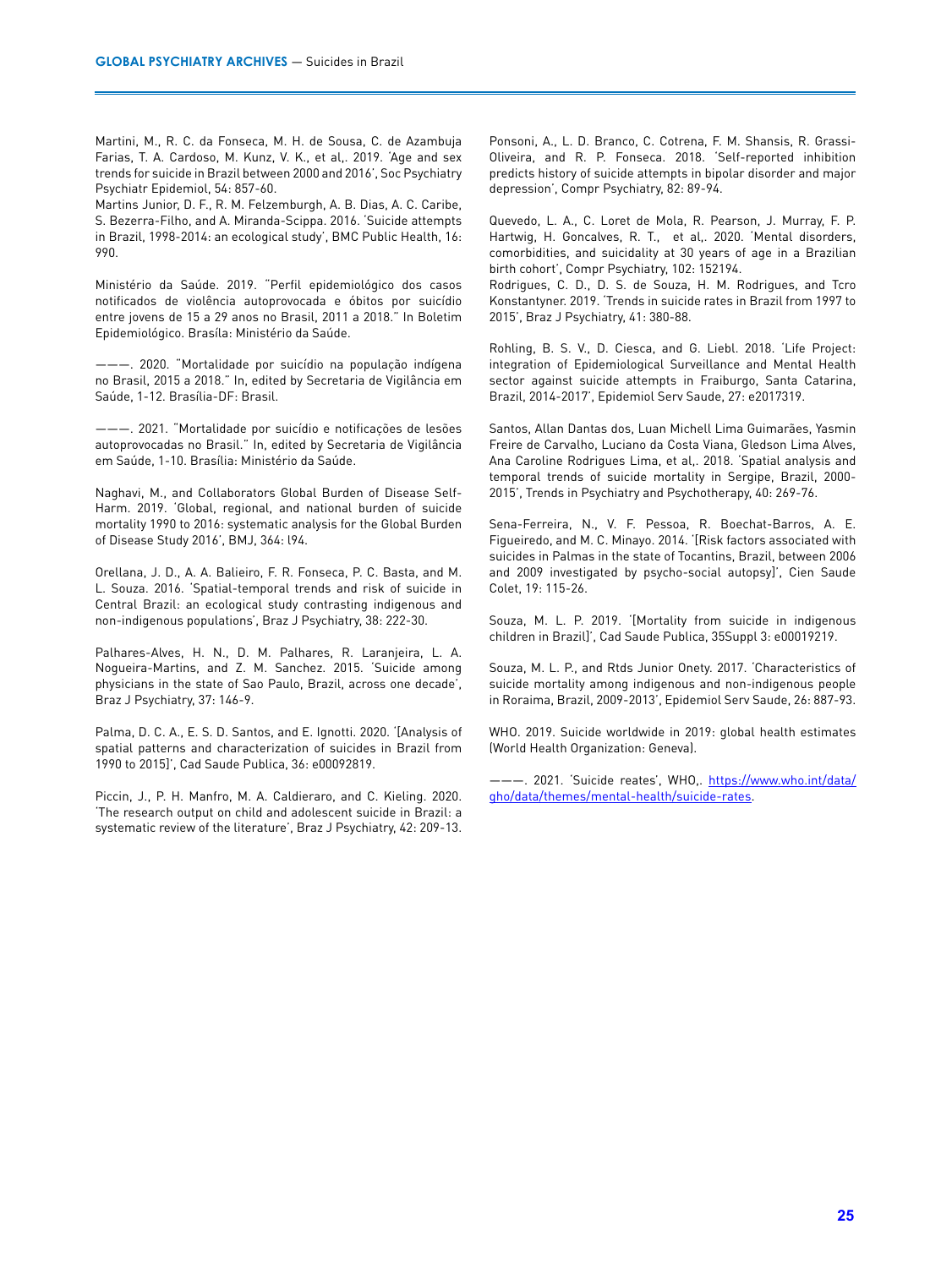Martini, M., R. C. da Fonseca, M. H. de Sousa, C. de Azambuja Farias, T. A. Cardoso, M. Kunz, V. K., et al,. 2019. 'Age and sex trends for suicide in Brazil between 2000 and 2016', Soc Psychiatry Psychiatr Epidemiol, 54: 857-60.

Martins Junior, D. F., R. M. Felzemburgh, A. B. Dias, A. C. Caribe, S. Bezerra-Filho, and A. Miranda-Scippa. 2016. 'Suicide attempts in Brazil, 1998-2014: an ecological study', BMC Public Health, 16: 990.

Ministério da Saúde. 2019. "Perfil epidemiológico dos casos notificados de violência autoprovocada e óbitos por suicídio entre jovens de 15 a 29 anos no Brasil, 2011 a 2018." In Boletim Epidemiológico. Brasíla: Ministério da Saúde.

———. 2020. "Mortalidade por suicídio na população indígena no Brasil, 2015 a 2018." In, edited by Secretaria de Vigilância em Saúde, 1-12. Brasília-DF: Brasil.

———. 2021. "Mortalidade por suicídio e notificações de lesões autoprovocadas no Brasil." In, edited by Secretaria de Vigilância em Saúde, 1-10. Brasília: Ministério da Saúde.

Naghavi, M., and Collaborators Global Burden of Disease Self-Harm. 2019. 'Global, regional, and national burden of suicide mortality 1990 to 2016: systematic analysis for the Global Burden of Disease Study 2016', BMJ, 364: l94.

Orellana, J. D., A. A. Balieiro, F. R. Fonseca, P. C. Basta, and M. L. Souza. 2016. 'Spatial-temporal trends and risk of suicide in Central Brazil: an ecological study contrasting indigenous and non-indigenous populations', Braz J Psychiatry, 38: 222-30.

Palhares-Alves, H. N., D. M. Palhares, R. Laranjeira, L. A. Nogueira-Martins, and Z. M. Sanchez. 2015. 'Suicide among physicians in the state of Sao Paulo, Brazil, across one decade', Braz J Psychiatry, 37: 146-9.

Palma, D. C. A., E. S. D. Santos, and E. Ignotti. 2020. '[Analysis of spatial patterns and characterization of suicides in Brazil from 1990 to 2015]', Cad Saude Publica, 36: e00092819.

Piccin, J., P. H. Manfro, M. A. Caldieraro, and C. Kieling. 2020. 'The research output on child and adolescent suicide in Brazil: a systematic review of the literature', Braz J Psychiatry, 42: 209-13.

Ponsoni, A., L. D. Branco, C. Cotrena, F. M. Shansis, R. Grassi-Oliveira, and R. P. Fonseca. 2018. 'Self-reported inhibition predicts history of suicide attempts in bipolar disorder and major depression', Compr Psychiatry, 82: 89-94.

Quevedo, L. A., C. Loret de Mola, R. Pearson, J. Murray, F. P. Hartwig, H. Goncalves, R. T., et al,. 2020. 'Mental disorders, comorbidities, and suicidality at 30 years of age in a Brazilian birth cohort', Compr Psychiatry, 102: 152194.

Rodrigues, C. D., D. S. de Souza, H. M. Rodrigues, and Tcro Konstantyner. 2019. 'Trends in suicide rates in Brazil from 1997 to 2015', Braz J Psychiatry, 41: 380-88.

Rohling, B. S. V., D. Ciesca, and G. Liebl. 2018. 'Life Project: integration of Epidemiological Surveillance and Mental Health sector against suicide attempts in Fraiburgo, Santa Catarina, Brazil, 2014-2017', Epidemiol Serv Saude, 27: e2017319.

Santos, Allan Dantas dos, Luan Michell Lima Guimarães, Yasmin Freire de Carvalho, Luciano da Costa Viana, Gledson Lima Alves, Ana Caroline Rodrigues Lima, et al,. 2018. 'Spatial analysis and temporal trends of suicide mortality in Sergipe, Brazil, 2000-2015', Trends in Psychiatry and Psychotherapy, 40: 269-76.

Sena-Ferreira, N., V. F. Pessoa, R. Boechat-Barros, A. E. Figueiredo, and M. C. Minayo. 2014. '[Risk factors associated with suicides in Palmas in the state of Tocantins, Brazil, between 2006 and 2009 investigated by psycho-social autopsy]', Cien Saude Colet, 19: 115-26.

Souza, M. L. P. 2019. '[Mortality from suicide in indigenous children in Brazil]', Cad Saude Publica, 35Suppl 3: e00019219.

Souza, M. L. P., and Rtds Junior Onety. 2017. 'Characteristics of suicide mortality among indigenous and non-indigenous people in Roraima, Brazil, 2009-2013', Epidemiol Serv Saude, 26: 887-93.

WHO. 2019. Suicide worldwide in 2019: global health estimates (World Health Organization: Geneva).

———. 2021. 'Suicide reates', WHO,. https://www.who.int/data/gho/data/themes/mental-health/suicide-rates.